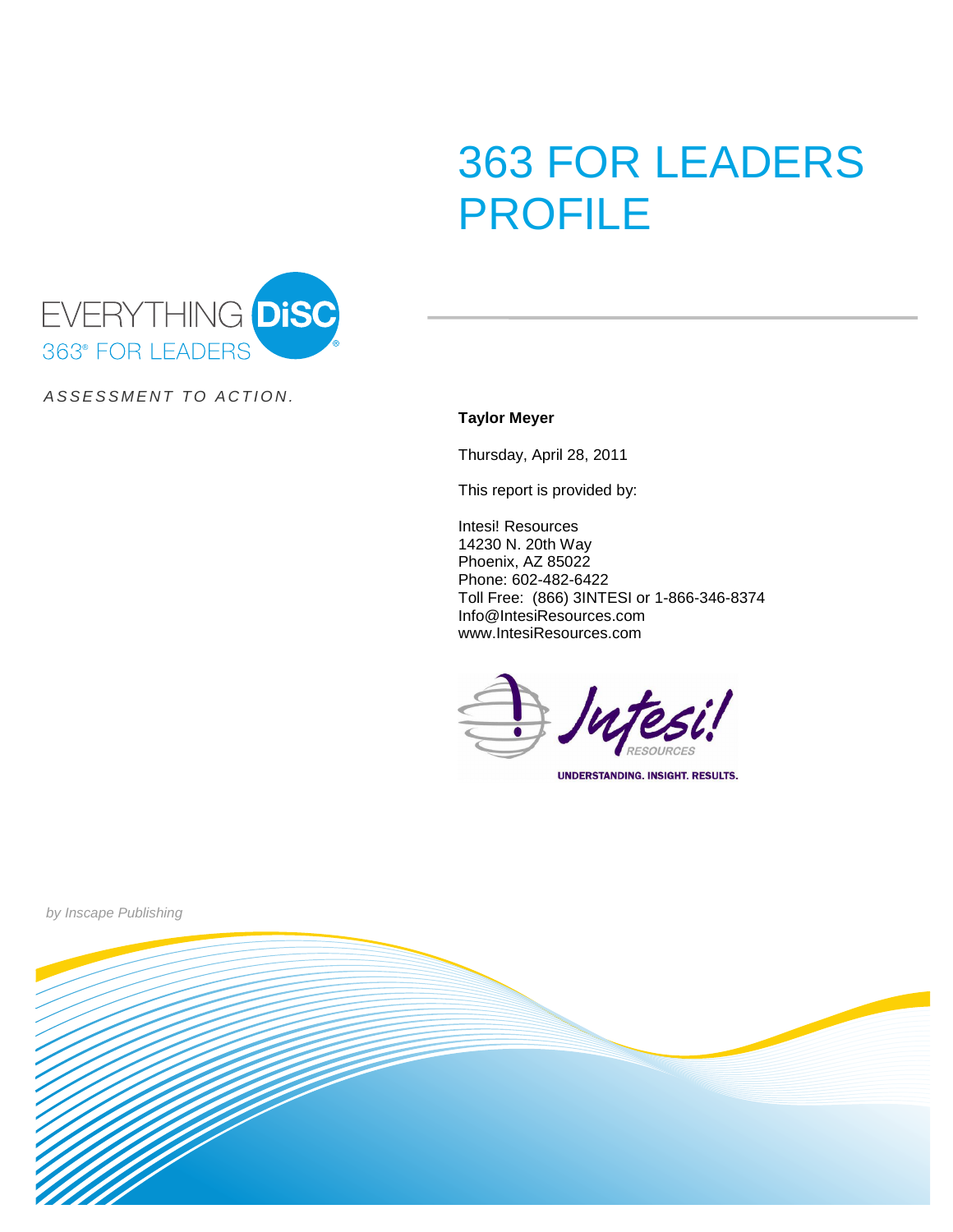# 363 FOR LEADERS PROFILE

EVERYTHING DiSC®
363® FOR LEADERS

*ASSESSMENT TO ACTION.*

**Taylor Meyer**

Thursday, April 28, 2011

This report is provided by:

Intesi! Resources
14230 N. 20th Way
Phoenix, AZ 85022
Phone: 602-482-6422
Toll Free: (866) 3INTESI or 1-866-346-8374
Info@IntesiResources.com
www.IntesiResources.com

Intesi! RESOURCES
UNDERSTANDING. INSIGHT. RESULTS.

*by Inscape Publishing*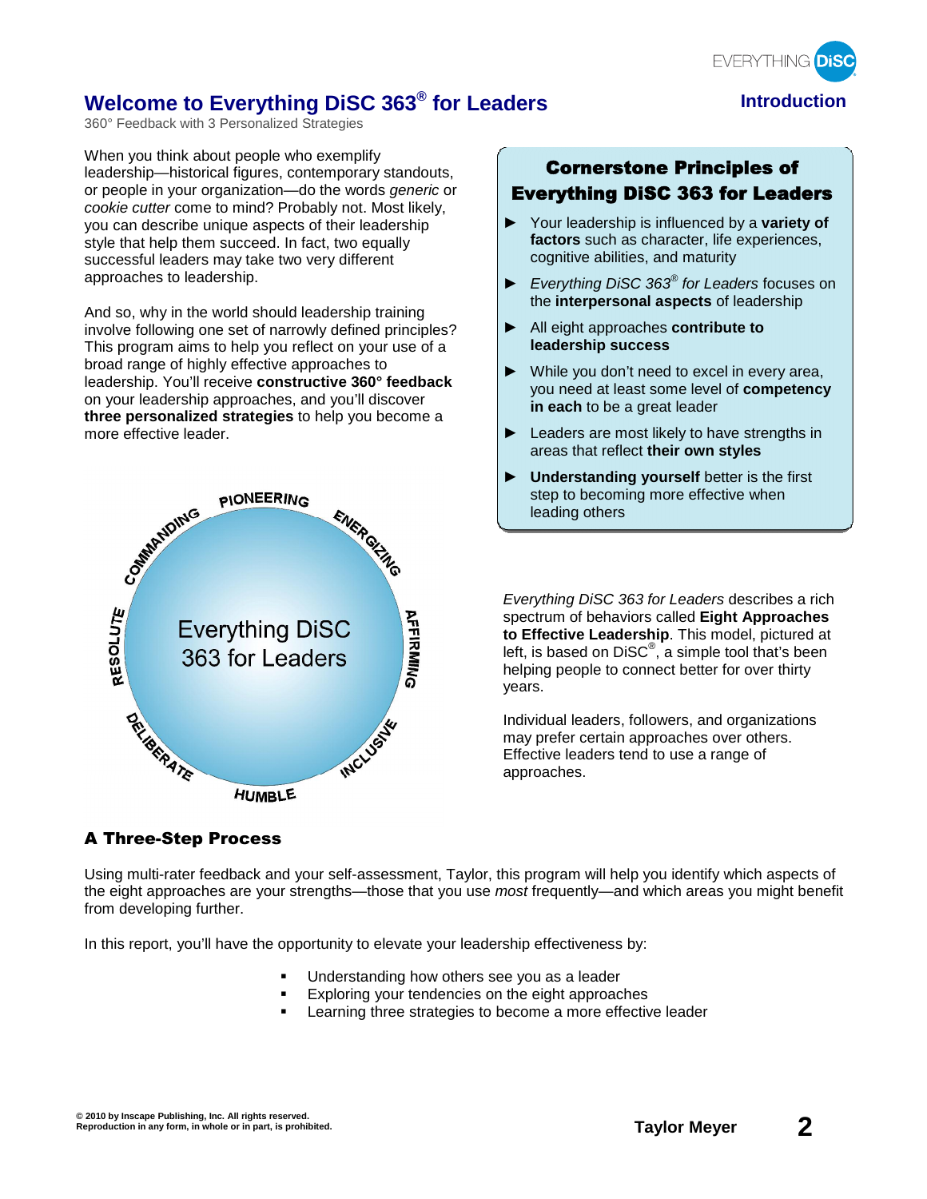# Welcome to Everything DiSC 363® for Leaders

360° Feedback with 3 Personalized Strategies

When you think about people who exemplify leadership—historical figures, contemporary standouts, or people in your organization—do the words *generic* or *cookie cutter* come to mind? Probably not. Most likely, you can describe unique aspects of their leadership style that help them succeed. In fact, two equally successful leaders may take two very different approaches to leadership.

And so, why in the world should leadership training involve following one set of narrowly defined principles? This program aims to help you reflect on your use of a broad range of highly effective approaches to leadership. You'll receive **constructive 360° feedback** on your leadership approaches, and you'll discover **three personalized strategies** to help you become a more effective leader.

Everything DiSC 363 for Leaders

PIONEERING · ENERGIZING · AFFIRMING · INCLUSIVE · HUMBLE · DELIBERATE · RESOLUTE · COMMANDING

## Cornerstone Principles of Everything DiSC 363 for Leaders

- Your leadership is influenced by a **variety of factors** such as character, life experiences, cognitive abilities, and maturity
- *Everything DiSC 363® for Leaders* focuses on the **interpersonal aspects** of leadership
- All eight approaches **contribute to leadership success**
- While you don't need to excel in every area, you need at least some level of **competency in each** to be a great leader
- Leaders are most likely to have strengths in areas that reflect **their own styles**
- **Understanding yourself** better is the first step to becoming more effective when leading others

*Everything DiSC 363 for Leaders* describes a rich spectrum of behaviors called **Eight Approaches to Effective Leadership**. This model, pictured at left, is based on DiSC®, a simple tool that's been helping people to connect better for over thirty years.

Individual leaders, followers, and organizations may prefer certain approaches over others. Effective leaders tend to use a range of approaches.

## A Three-Step Process

Using multi-rater feedback and your self-assessment, Taylor, this program will help you identify which aspects of the eight approaches are your strengths—those that you use *most* frequently—and which areas you might benefit from developing further.

In this report, you'll have the opportunity to elevate your leadership effectiveness by:

- Understanding how others see you as a leader
- Exploring your tendencies on the eight approaches
- Learning three strategies to become a more effective leader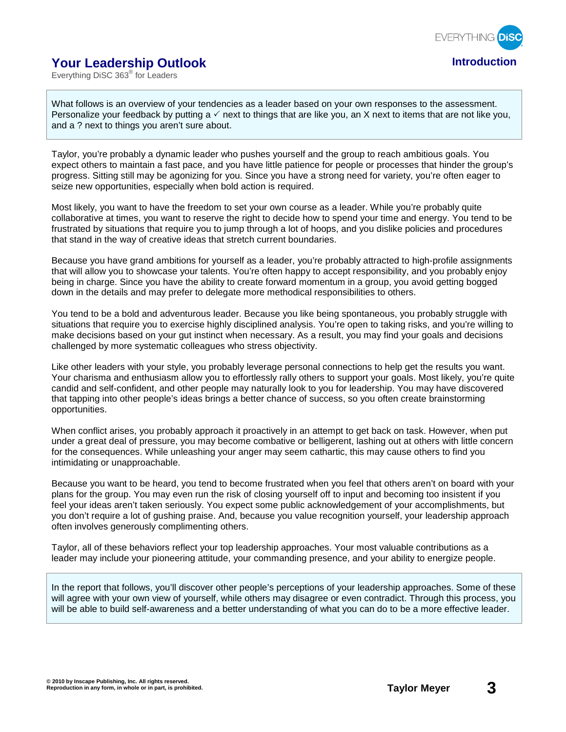# Your Leadership Outlook

Everything DiSC 363® for Leaders

**Introduction**

What follows is an overview of your tendencies as a leader based on your own responses to the assessment. Personalize your feedback by putting a ✓ next to things that are like you, an X next to items that are not like you, and a ? next to things you aren't sure about.

Taylor, you're probably a dynamic leader who pushes yourself and the group to reach ambitious goals. You expect others to maintain a fast pace, and you have little patience for people or processes that hinder the group's progress. Sitting still may be agonizing for you. Since you have a strong need for variety, you're often eager to seize new opportunities, especially when bold action is required.

Most likely, you want to have the freedom to set your own course as a leader. While you're probably quite collaborative at times, you want to reserve the right to decide how to spend your time and energy. You tend to be frustrated by situations that require you to jump through a lot of hoops, and you dislike policies and procedures that stand in the way of creative ideas that stretch current boundaries.

Because you have grand ambitions for yourself as a leader, you're probably attracted to high-profile assignments that will allow you to showcase your talents. You're often happy to accept responsibility, and you probably enjoy being in charge. Since you have the ability to create forward momentum in a group, you avoid getting bogged down in the details and may prefer to delegate more methodical responsibilities to others.

You tend to be a bold and adventurous leader. Because you like being spontaneous, you probably struggle with situations that require you to exercise highly disciplined analysis. You're open to taking risks, and you're willing to make decisions based on your gut instinct when necessary. As a result, you may find your goals and decisions challenged by more systematic colleagues who stress objectivity.

Like other leaders with your style, you probably leverage personal connections to help get the results you want. Your charisma and enthusiasm allow you to effortlessly rally others to support your goals. Most likely, you're quite candid and self-confident, and other people may naturally look to you for leadership. You may have discovered that tapping into other people's ideas brings a better chance of success, so you often create brainstorming opportunities.

When conflict arises, you probably approach it proactively in an attempt to get back on task. However, when put under a great deal of pressure, you may become combative or belligerent, lashing out at others with little concern for the consequences. While unleashing your anger may seem cathartic, this may cause others to find you intimidating or unapproachable.

Because you want to be heard, you tend to become frustrated when you feel that others aren't on board with your plans for the group. You may even run the risk of closing yourself off to input and becoming too insistent if you feel your ideas aren't taken seriously. You expect some public acknowledgement of your accomplishments, but you don't require a lot of gushing praise. And, because you value recognition yourself, your leadership approach often involves generously complimenting others.

Taylor, all of these behaviors reflect your top leadership approaches. Your most valuable contributions as a leader may include your pioneering attitude, your commanding presence, and your ability to energize people.

In the report that follows, you'll discover other people's perceptions of your leadership approaches. Some of these will agree with your own view of yourself, while others may disagree or even contradict. Through this process, you will be able to build self-awareness and a better understanding of what you can do to be a more effective leader.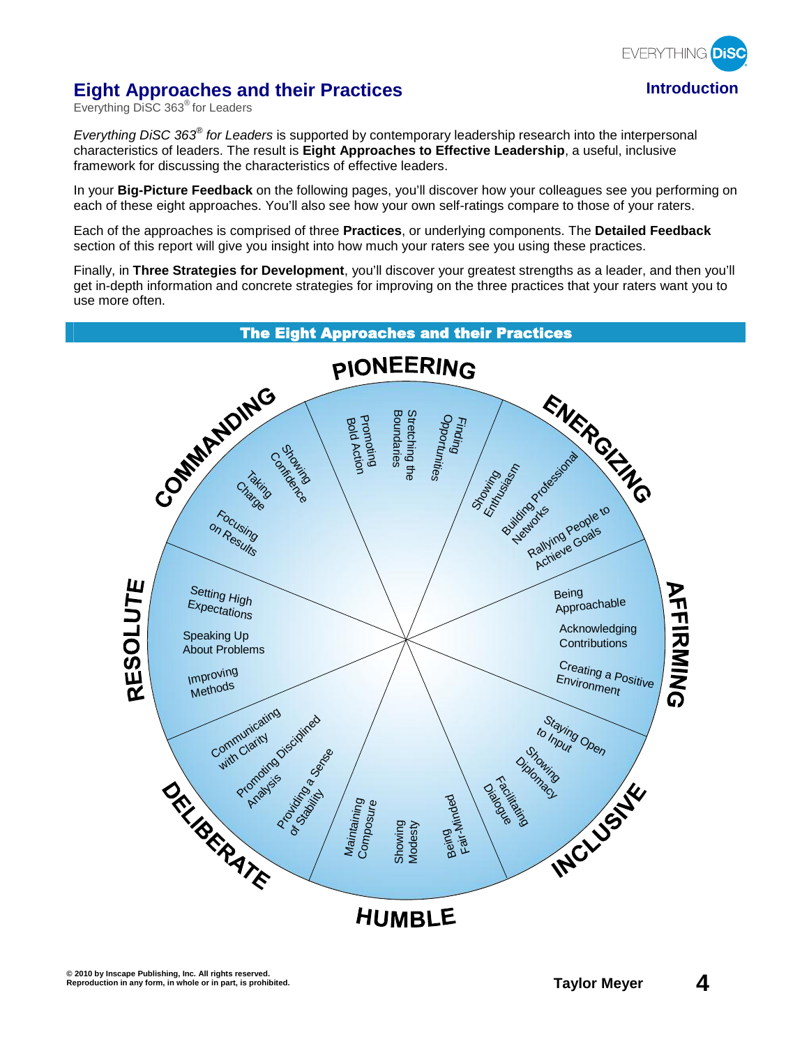# Eight Approaches and their Practices

Everything DiSC 363® for Leaders

**Introduction**

*Everything DiSC 363® for Leaders* is supported by contemporary leadership research into the interpersonal characteristics of leaders. The result is **Eight Approaches to Effective Leadership**, a useful, inclusive framework for discussing the characteristics of effective leaders.

In your **Big-Picture Feedback** on the following pages, you'll discover how your colleagues see you performing on each of these eight approaches. You'll also see how your own self-ratings compare to those of your raters.

Each of the approaches is comprised of three **Practices**, or underlying components. The **Detailed Feedback** section of this report will give you insight into how much your raters see you using these practices.

Finally, in **Three Strategies for Development**, you'll discover your greatest strengths as a leader, and then you'll get in-depth information and concrete strategies for improving on the three practices that your raters want you to use more often.

## The Eight Approaches and their Practices

**PIONEERING**
- Finding Opportunities
- Stretching the Boundaries
- Promoting Bold Action

**ENERGIZING**
- Showing Enthusiasm
- Building Professional Networks
- Rallying People to Achieve Goals

**AFFIRMING**
- Being Approachable
- Acknowledging Contributions
- Creating a Positive Environment

**INCLUSIVE**
- Staying Open to Input
- Showing Diplomacy
- Facilitating Dialogue

**HUMBLE**
- Being Fair-Minded
- Showing Modesty
- Maintaining Composure

**DELIBERATE**
- Providing a Sense of Stability
- Promoting Disciplined Analysis
- Communicating with Clarity

**RESOLUTE**
- Improving Methods
- Speaking Up About Problems
- Setting High Expectations

**COMMANDING**
- Focusing on Results
- Taking Charge
- Showing Confidence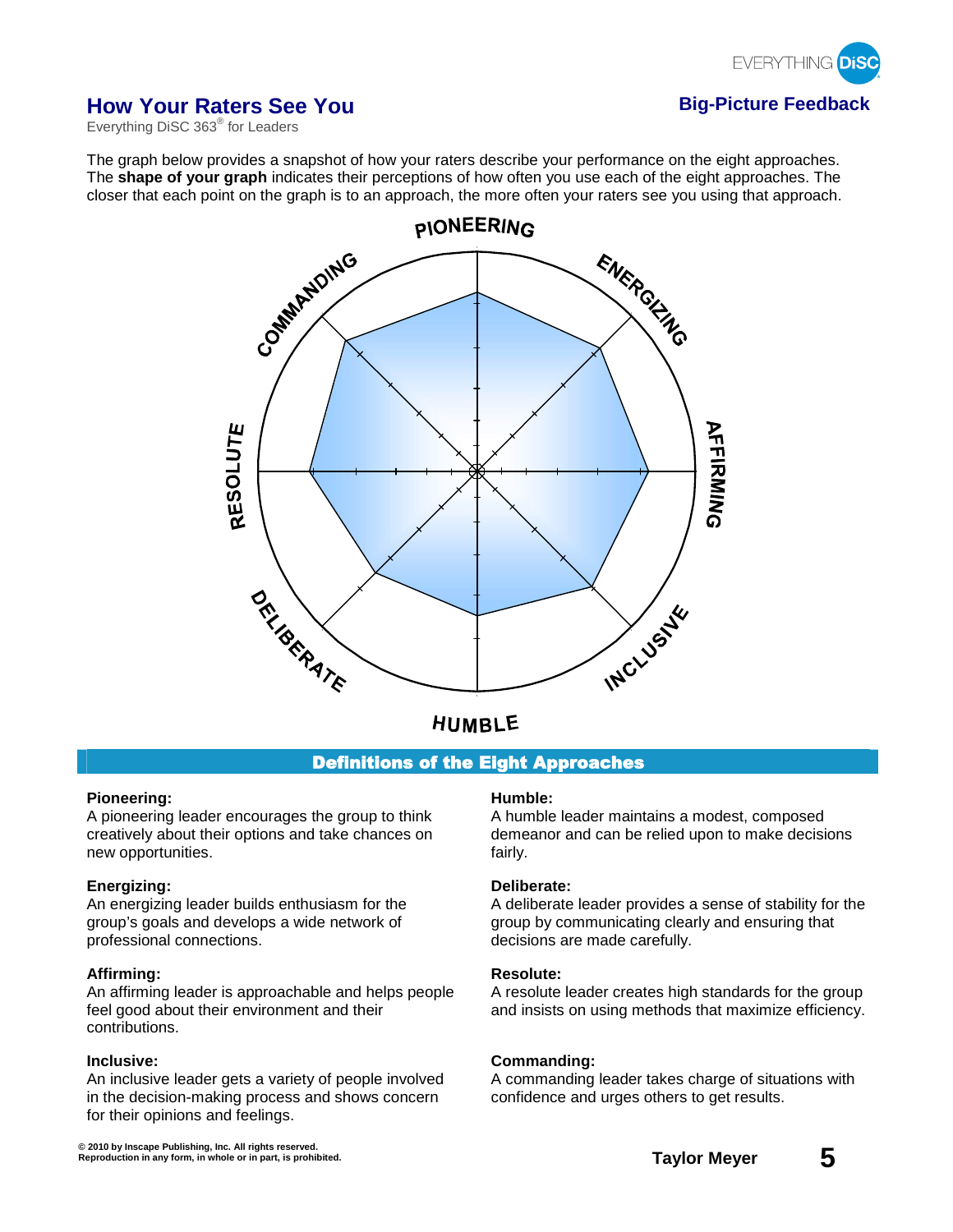## How Your Raters See You

Everything DiSC 363® for Leaders

**Big-Picture Feedback**

The graph below provides a snapshot of how your raters describe your performance on the eight approaches. The **shape of your graph** indicates their perceptions of how often you use each of the eight approaches. The closer that each point on the graph is to an approach, the more often your raters see you using that approach.

PIONEERING

ENERGIZING

AFFIRMING

INCLUSIVE

HUMBLE

DELIBERATE

RESOLUTE

COMMANDING

### Definitions of the Eight Approaches

**Pioneering:**
A pioneering leader encourages the group to think creatively about their options and take chances on new opportunities.

**Energizing:**
An energizing leader builds enthusiasm for the group's goals and develops a wide network of professional connections.

**Affirming:**
An affirming leader is approachable and helps people feel good about their environment and their contributions.

**Inclusive:**
An inclusive leader gets a variety of people involved in the decision-making process and shows concern for their opinions and feelings.

**Humble:**
A humble leader maintains a modest, composed demeanor and can be relied upon to make decisions fairly.

**Deliberate:**
A deliberate leader provides a sense of stability for the group by communicating clearly and ensuring that decisions are made carefully.

**Resolute:**
A resolute leader creates high standards for the group and insists on using methods that maximize efficiency.

**Commanding:**
A commanding leader takes charge of situations with confidence and urges others to get results.

© 2010 by Inscape Publishing, Inc. All rights reserved.
Reproduction in any form, in whole or in part, is prohibited.

Taylor Meyer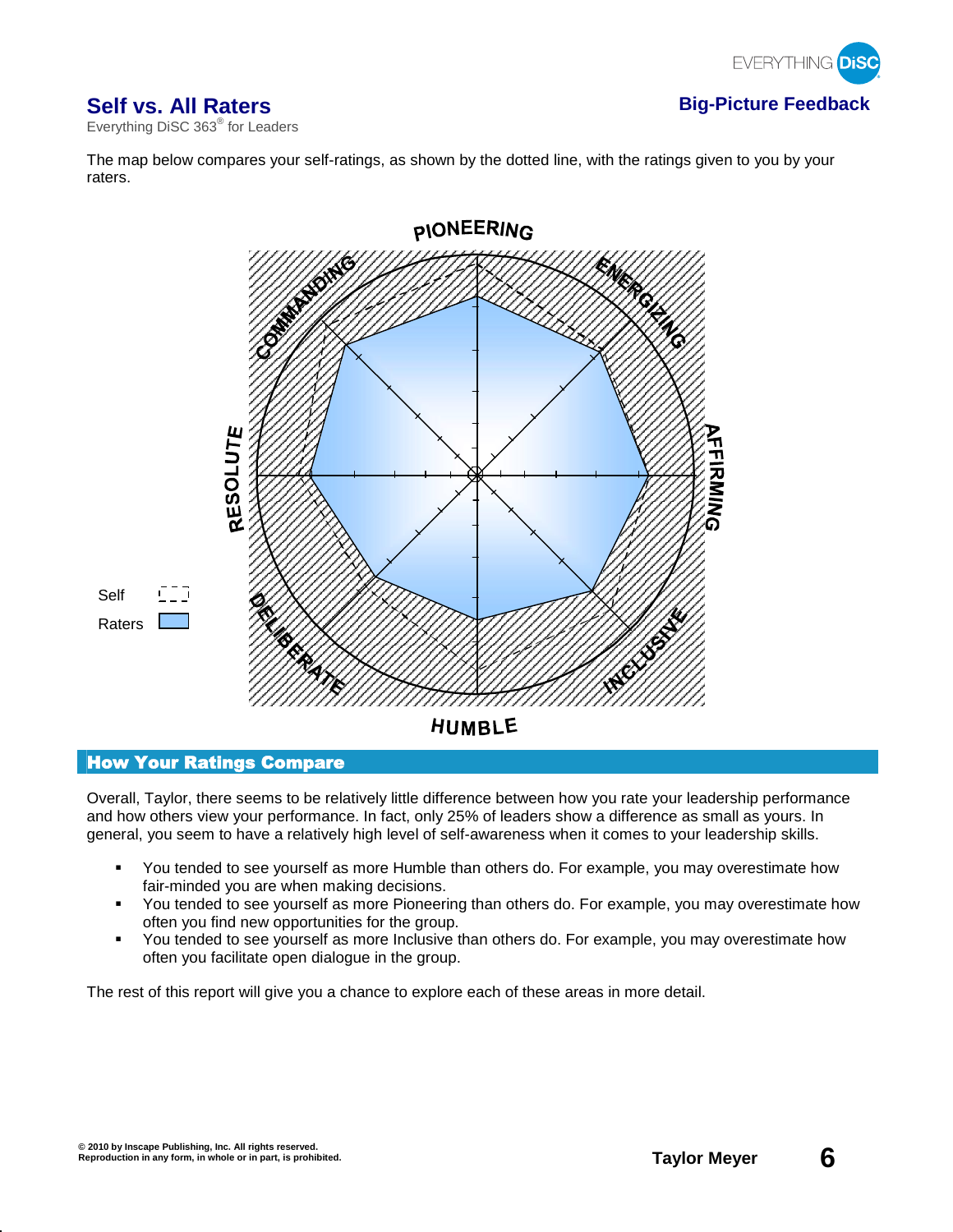# Self vs. All Raters

Everything DiSC 363® for Leaders

**Big-Picture Feedback**

The map below compares your self-ratings, as shown by the dotted line, with the ratings given to you by your raters.

PIONEERING

COMMANDING

ENERGIZING

RESOLUTE

AFFIRMING

DELIBERATE

INCLUSIVE

HUMBLE

Self

Raters

## How Your Ratings Compare

Overall, Taylor, there seems to be relatively little difference between how you rate your leadership performance and how others view your performance. In fact, only 25% of leaders show a difference as small as yours. In general, you seem to have a relatively high level of self-awareness when it comes to your leadership skills.

- You tended to see yourself as more Humble than others do. For example, you may overestimate how fair-minded you are when making decisions.
- You tended to see yourself as more Pioneering than others do. For example, you may overestimate how often you find new opportunities for the group.
- You tended to see yourself as more Inclusive than others do. For example, you may overestimate how often you facilitate open dialogue in the group.

The rest of this report will give you a chance to explore each of these areas in more detail.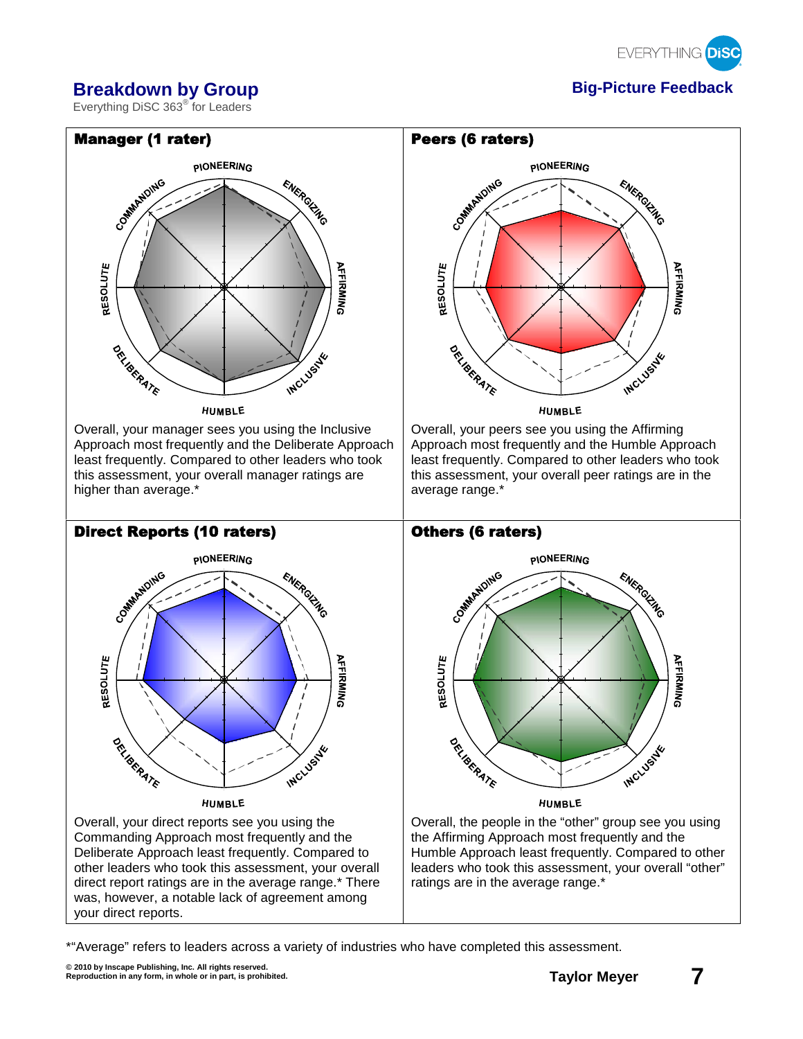## Breakdown by Group

Everything DiSC 363® for Leaders

**Big-Picture Feedback**

### Manager (1 rater)

PIONEERING, ENERGIZING, AFFIRMING, INCLUSIVE, HUMBLE, DELIBERATE, RESOLUTE, COMMANDING

Overall, your manager sees you using the Inclusive Approach most frequently and the Deliberate Approach least frequently. Compared to other leaders who took this assessment, your overall manager ratings are higher than average.*

### Peers (6 raters)

PIONEERING, ENERGIZING, AFFIRMING, INCLUSIVE, HUMBLE, DELIBERATE, RESOLUTE, COMMANDING

Overall, your peers see you using the Affirming Approach most frequently and the Humble Approach least frequently. Compared to other leaders who took this assessment, your overall peer ratings are in the average range.*

### Direct Reports (10 raters)

PIONEERING, ENERGIZING, AFFIRMING, INCLUSIVE, HUMBLE, DELIBERATE, RESOLUTE, COMMANDING

Overall, your direct reports see you using the Commanding Approach most frequently and the Deliberate Approach least frequently. Compared to other leaders who took this assessment, your overall direct report ratings are in the average range.* There was, however, a notable lack of agreement among your direct reports.

### Others (6 raters)

PIONEERING, ENERGIZING, AFFIRMING, INCLUSIVE, HUMBLE, DELIBERATE, RESOLUTE, COMMANDING

Overall, the people in the "other" group see you using the Affirming Approach most frequently and the Humble Approach least frequently. Compared to other leaders who took this assessment, your overall "other" ratings are in the average range.*

*"Average" refers to leaders across a variety of industries who have completed this assessment.

© 2010 by Inscape Publishing, Inc. All rights reserved. Reproduction in any form, in whole or in part, is prohibited.

Taylor Meyer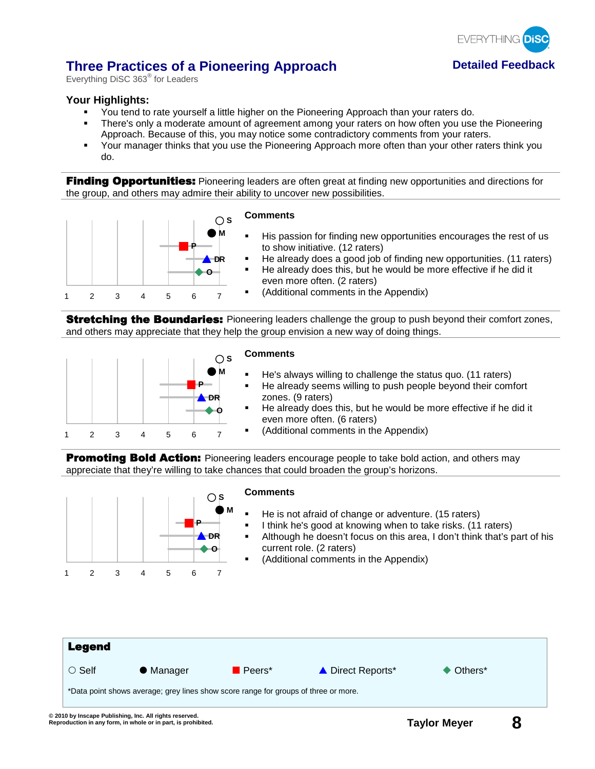# Three Practices of a Pioneering Approach

Everything DiSC 363® for Leaders

**Detailed Feedback**

### Your Highlights:

- You tend to rate yourself a little higher on the Pioneering Approach than your raters do.
- There's only a moderate amount of agreement among your raters on how often you use the Pioneering Approach. Because of this, you may notice some contradictory comments from your raters.
- Your manager thinks that you use the Pioneering Approach more often than your other raters think you do.

---

**Finding Opportunities:** Pioneering leaders are often great at finding new opportunities and directions for the group, and others may admire their ability to uncover new possibilities.

S
M
P
DR
O

1 2 3 4 5 6 7

**Comments**

- His passion for finding new opportunities encourages the rest of us to show initiative. (12 raters)
- He already does a good job of finding new opportunities. (11 raters)
- He already does this, but he would be more effective if he did it even more often. (2 raters)
- (Additional comments in the Appendix)

---

**Stretching the Boundaries:** Pioneering leaders challenge the group to push beyond their comfort zones, and others may appreciate that they help the group envision a new way of doing things.

S
M
P
DR
O

1 2 3 4 5 6 7

**Comments**

- He's always willing to challenge the status quo. (11 raters)
- He already seems willing to push people beyond their comfort zones. (9 raters)
- He already does this, but he would be more effective if he did it even more often. (6 raters)
- (Additional comments in the Appendix)

---

**Promoting Bold Action:** Pioneering leaders encourage people to take bold action, and others may appreciate that they're willing to take chances that could broaden the group's horizons.

S
M
P
DR
O

1 2 3 4 5 6 7

**Comments**

- He is not afraid of change or adventure. (15 raters)
- I think he's good at knowing when to take risks. (11 raters)
- Although he doesn't focus on this area, I don't think that's part of his current role. (2 raters)
- (Additional comments in the Appendix)

---

**Legend**

○ Self ● Manager ■ Peers* ▲ Direct Reports* ◆ Others*

*Data point shows average; grey lines show score range for groups of three or more.

© 2010 by Inscape Publishing, Inc. All rights reserved.
Reproduction in any form, in whole or in part, is prohibited.

Taylor Meyer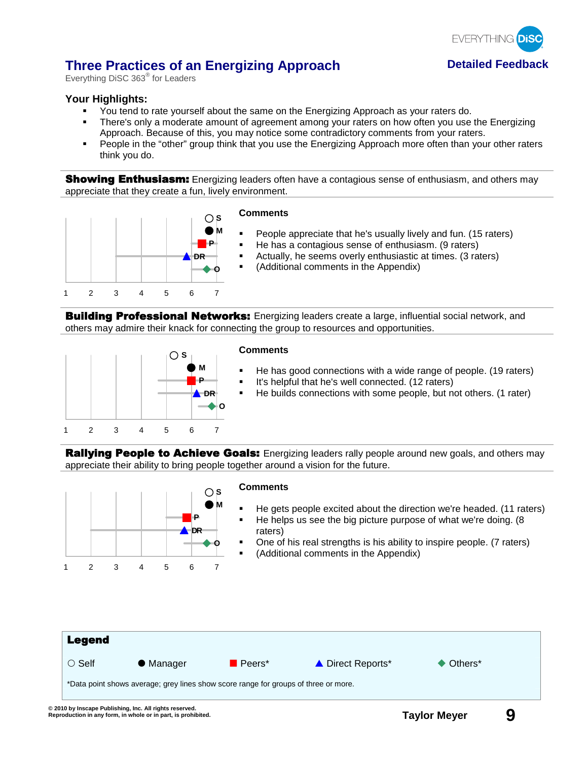# Three Practices of an Energizing Approach

Everything DiSC 363® for Leaders

**Detailed Feedback**

### Your Highlights:

- You tend to rate yourself about the same on the Energizing Approach as your raters do.
- There's only a moderate amount of agreement among your raters on how often you use the Energizing Approach. Because of this, you may notice some contradictory comments from your raters.
- People in the "other" group think that you use the Energizing Approach more often than your other raters think you do.

---

**Showing Enthusiasm:** Energizing leaders often have a contagious sense of enthusiasm, and others may appreciate that they create a fun, lively environment.

**Comments**

- People appreciate that he's usually lively and fun. (15 raters)
- He has a contagious sense of enthusiasm. (9 raters)
- Actually, he seems overly enthusiastic at times. (3 raters)
- (Additional comments in the Appendix)

---

**Building Professional Networks:** Energizing leaders create a large, influential social network, and others may admire their knack for connecting the group to resources and opportunities.

**Comments**

- He has good connections with a wide range of people. (19 raters)
- It's helpful that he's well connected. (12 raters)
- He builds connections with some people, but not others. (1 rater)

---

**Rallying People to Achieve Goals:** Energizing leaders rally people around new goals, and others may appreciate their ability to bring people together around a vision for the future.

**Comments**

- He gets people excited about the direction we're headed. (11 raters)
- He helps us see the big picture purpose of what we're doing. (8 raters)
- One of his real strengths is his ability to inspire people. (7 raters)
- (Additional comments in the Appendix)

---

**Legend**

○ Self ● Manager ■ Peers* ▲ Direct Reports* ◆ Others*

*Data point shows average; grey lines show score range for groups of three or more.

© 2010 by Inscape Publishing, Inc. All rights reserved.
Reproduction in any form, in whole or in part, is prohibited.

Taylor Meyer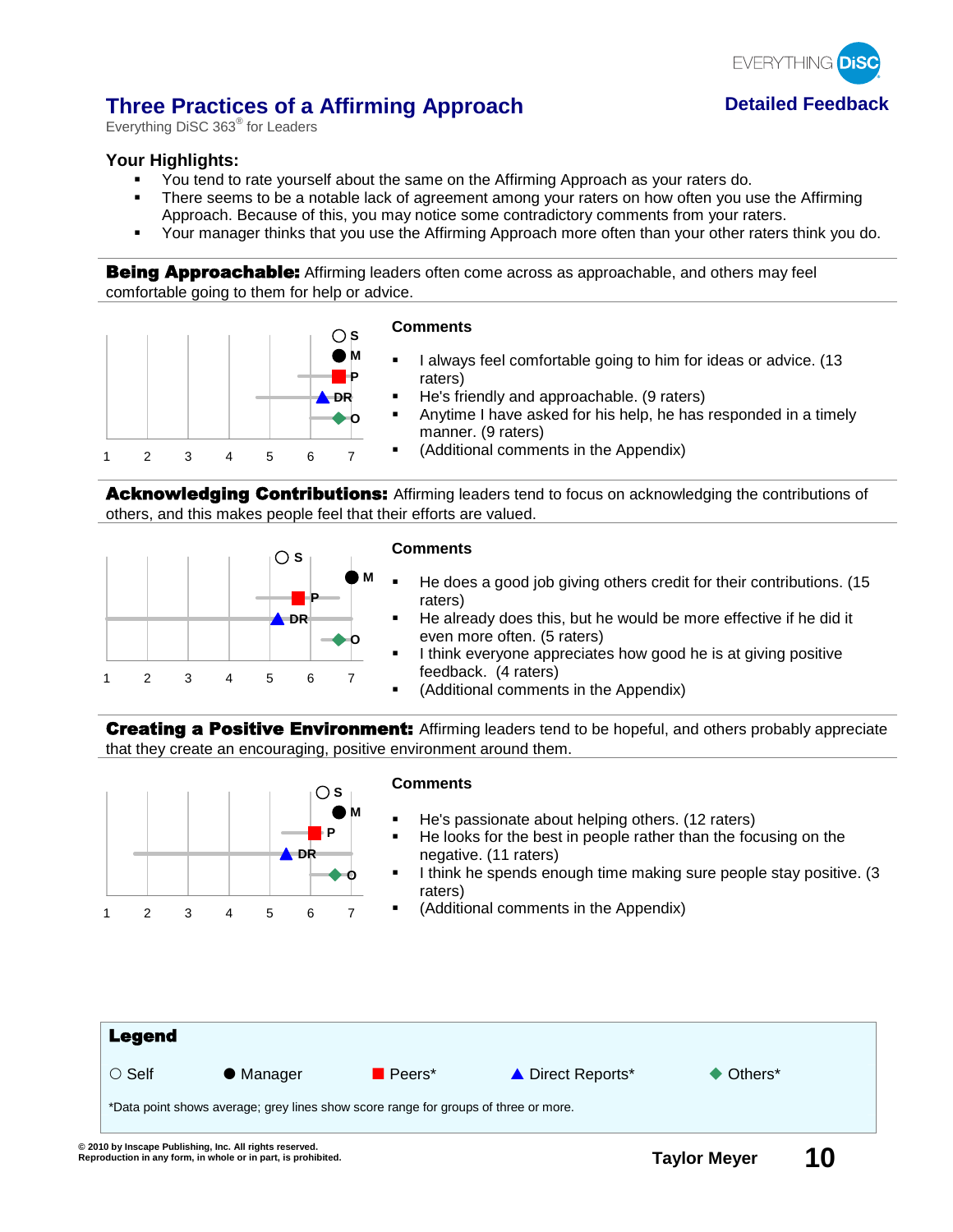# Three Practices of a Affirming Approach

Everything DiSC 363® for Leaders

**Detailed Feedback**

## Your Highlights:

- You tend to rate yourself about the same on the Affirming Approach as your raters do.
- There seems to be a notable lack of agreement among your raters on how often you use the Affirming Approach. Because of this, you may notice some contradictory comments from your raters.
- Your manager thinks that you use the Affirming Approach more often than your other raters think you do.

**Being Approachable:** Affirming leaders often come across as approachable, and others may feel comfortable going to them for help or advice.

S M P DR O

1 2 3 4 5 6 7

**Comments**

- I always feel comfortable going to him for ideas or advice. (13 raters)
- He's friendly and approachable. (9 raters)
- Anytime I have asked for his help, he has responded in a timely manner. (9 raters)
- (Additional comments in the Appendix)

**Acknowledging Contributions:** Affirming leaders tend to focus on acknowledging the contributions of others, and this makes people feel that their efforts are valued.

S M P DR O

1 2 3 4 5 6 7

**Comments**

- He does a good job giving others credit for their contributions. (15 raters)
- He already does this, but he would be more effective if he did it even more often. (5 raters)
- I think everyone appreciates how good he is at giving positive feedback. (4 raters)
- (Additional comments in the Appendix)

**Creating a Positive Environment:** Affirming leaders tend to be hopeful, and others probably appreciate that they create an encouraging, positive environment around them.

S M P DR O

1 2 3 4 5 6 7

**Comments**

- He's passionate about helping others. (12 raters)
- He looks for the best in people rather than the focusing on the negative. (11 raters)
- I think he spends enough time making sure people stay positive. (3 raters)
- (Additional comments in the Appendix)

**Legend**

○ Self ● Manager ■ Peers* ▲ Direct Reports* ◆ Others*

*Data point shows average; grey lines show score range for groups of three or more.

© 2010 by Inscape Publishing, Inc. All rights reserved.
Reproduction in any form, in whole or in part, is prohibited.

Taylor Meyer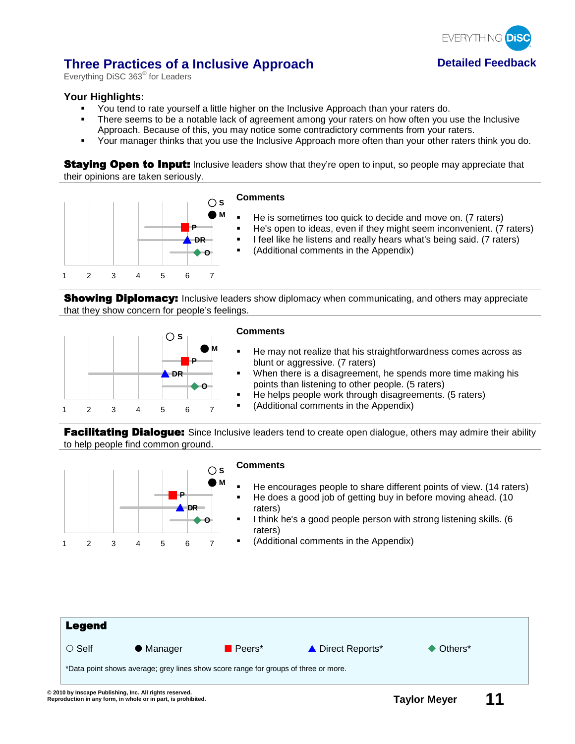## Three Practices of a Inclusive Approach

Everything DiSC 363® for Leaders

**Detailed Feedback**

### Your Highlights:

- You tend to rate yourself a little higher on the Inclusive Approach than your raters do.
- There seems to be a notable lack of agreement among your raters on how often you use the Inclusive Approach. Because of this, you may notice some contradictory comments from your raters.
- Your manager thinks that you use the Inclusive Approach more often than your other raters think you do.

**Staying Open to Input:** Inclusive leaders show that they're open to input, so people may appreciate that their opinions are taken seriously.

S M P DR O

1 2 3 4 5 6 7

**Comments**

- He is sometimes too quick to decide and move on. (7 raters)
- He's open to ideas, even if they might seem inconvenient. (7 raters)
- I feel like he listens and really hears what's being said. (7 raters)
- (Additional comments in the Appendix)

**Showing Diplomacy:** Inclusive leaders show diplomacy when communicating, and others may appreciate that they show concern for people's feelings.

S M P DR O

1 2 3 4 5 6 7

**Comments**

- He may not realize that his straightforwardness comes across as blunt or aggressive. (7 raters)
- When there is a disagreement, he spends more time making his points than listening to other people. (5 raters)
- He helps people work through disagreements. (5 raters)
- (Additional comments in the Appendix)

**Facilitating Dialogue:** Since Inclusive leaders tend to create open dialogue, others may admire their ability to help people find common ground.

S M P DR O

1 2 3 4 5 6 7

**Comments**

- He encourages people to share different points of view. (14 raters)
- He does a good job of getting buy in before moving ahead. (10 raters)
- I think he's a good people person with strong listening skills. (6 raters)
- (Additional comments in the Appendix)

**Legend**

○ Self ● Manager ■ Peers* ▲ Direct Reports* ◆ Others*

*Data point shows average; grey lines show score range for groups of three or more.

© 2010 by Inscape Publishing, Inc. All rights reserved.
Reproduction in any form, in whole or in part, is prohibited.

Taylor Meyer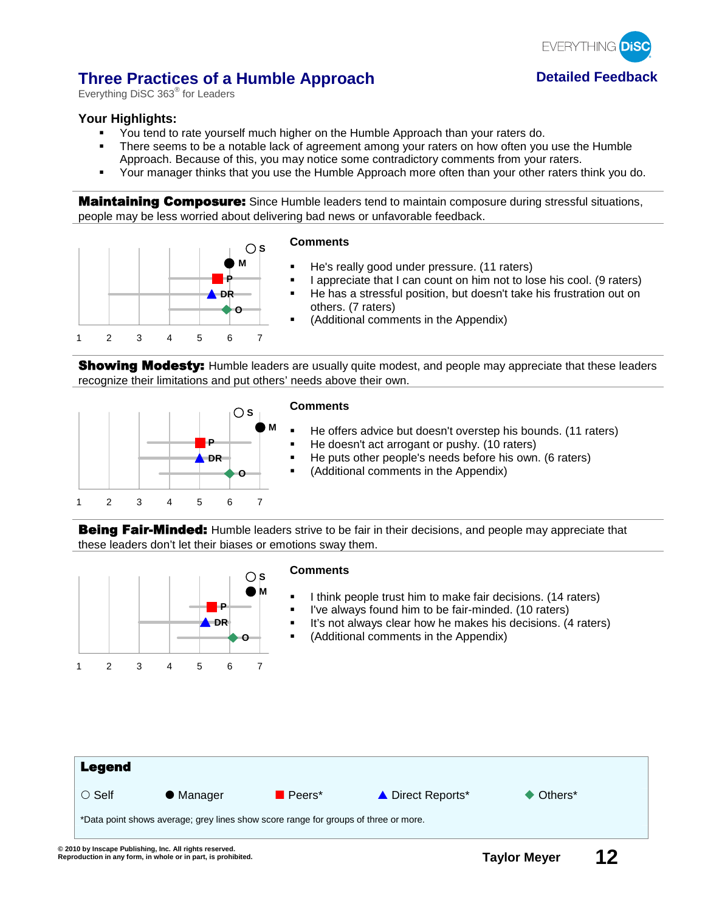## Three Practices of a Humble Approach

Everything DiSC 363® for Leaders

**Detailed Feedback**

### Your Highlights:

- You tend to rate yourself much higher on the Humble Approach than your raters do.
- There seems to be a notable lack of agreement among your raters on how often you use the Humble Approach. Because of this, you may notice some contradictory comments from your raters.
- Your manager thinks that you use the Humble Approach more often than your other raters think you do.

**Maintaining Composure:** Since Humble leaders tend to maintain composure during stressful situations, people may be less worried about delivering bad news or unfavorable feedback.

S, M, P, DR, O

1 2 3 4 5 6 7

**Comments**

- He's really good under pressure. (11 raters)
- I appreciate that I can count on him not to lose his cool. (9 raters)
- He has a stressful position, but doesn't take his frustration out on others. (7 raters)
- (Additional comments in the Appendix)

**Showing Modesty:** Humble leaders are usually quite modest, and people may appreciate that these leaders recognize their limitations and put others' needs above their own.

S, M, P, DR, O

1 2 3 4 5 6 7

**Comments**

- He offers advice but doesn't overstep his bounds. (11 raters)
- He doesn't act arrogant or pushy. (10 raters)
- He puts other people's needs before his own. (6 raters)
- (Additional comments in the Appendix)

**Being Fair-Minded:** Humble leaders strive to be fair in their decisions, and people may appreciate that these leaders don't let their biases or emotions sway them.

S, M, P, DR, O

1 2 3 4 5 6 7

**Comments**

- I think people trust him to make fair decisions. (14 raters)
- I've always found him to be fair-minded. (10 raters)
- It's not always clear how he makes his decisions. (4 raters)
- (Additional comments in the Appendix)

**Legend**

○ Self ● Manager ■ Peers* ▲ Direct Reports* ◆ Others*

*Data point shows average; grey lines show score range for groups of three or more.

© 2010 by Inscape Publishing, Inc. All rights reserved.
Reproduction in any form, in whole or in part, is prohibited.

Taylor Meyer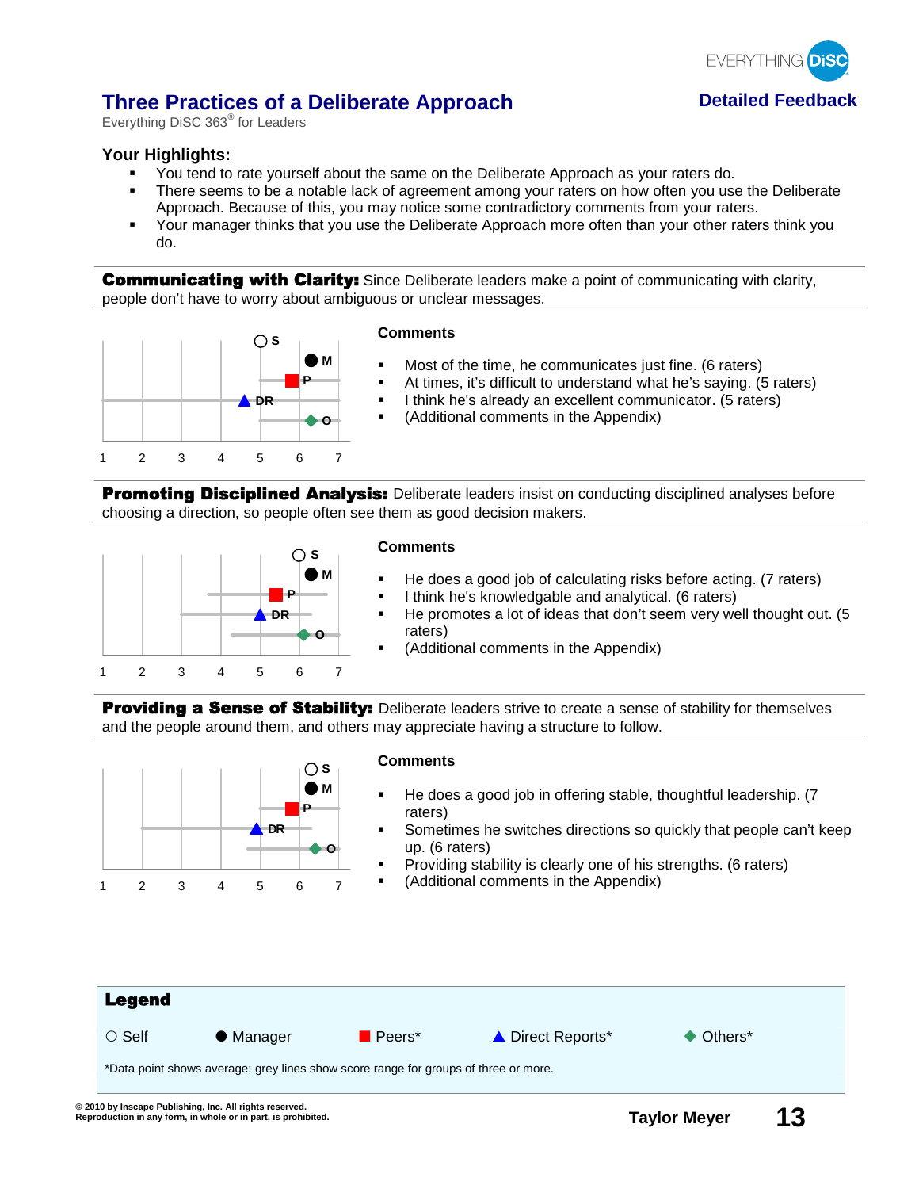# Three Practices of a Deliberate Approach

Everything DiSC 363® for Leaders

**Detailed Feedback**

## Your Highlights:

- You tend to rate yourself about the same on the Deliberate Approach as your raters do.
- There seems to be a notable lack of agreement among your raters on how often you use the Deliberate Approach. Because of this, you may notice some contradictory comments from your raters.
- Your manager thinks that you use the Deliberate Approach more often than your other raters think you do.

---

**Communicating with Clarity:** Since Deliberate leaders make a point of communicating with clarity, people don't have to worry about ambiguous or unclear messages.

S, M, P, DR, O

1 2 3 4 5 6 7

**Comments**

- Most of the time, he communicates just fine. (6 raters)
- At times, it's difficult to understand what he's saying. (5 raters)
- I think he's already an excellent communicator. (5 raters)
- (Additional comments in the Appendix)

---

**Promoting Disciplined Analysis:** Deliberate leaders insist on conducting disciplined analyses before choosing a direction, so people often see them as good decision makers.

S, M, P, DR, O

1 2 3 4 5 6 7

**Comments**

- He does a good job of calculating risks before acting. (7 raters)
- I think he's knowledgable and analytical. (6 raters)
- He promotes a lot of ideas that don't seem very well thought out. (5 raters)
- (Additional comments in the Appendix)

---

**Providing a Sense of Stability:** Deliberate leaders strive to create a sense of stability for themselves and the people around them, and others may appreciate having a structure to follow.

S, M, P, DR, O

1 2 3 4 5 6 7

**Comments**

- He does a good job in offering stable, thoughtful leadership. (7 raters)
- Sometimes he switches directions so quickly that people can't keep up. (6 raters)
- Providing stability is clearly one of his strengths. (6 raters)
- (Additional comments in the Appendix)

---

**Legend**

○ Self  ● Manager  ■ Peers*  ▲ Direct Reports*  ◆ Others*

*Data point shows average; grey lines show score range for groups of three or more.

© 2010 by Inscape Publishing, Inc. All rights reserved.
Reproduction in any form, in whole or in part, is prohibited.

Taylor Meyer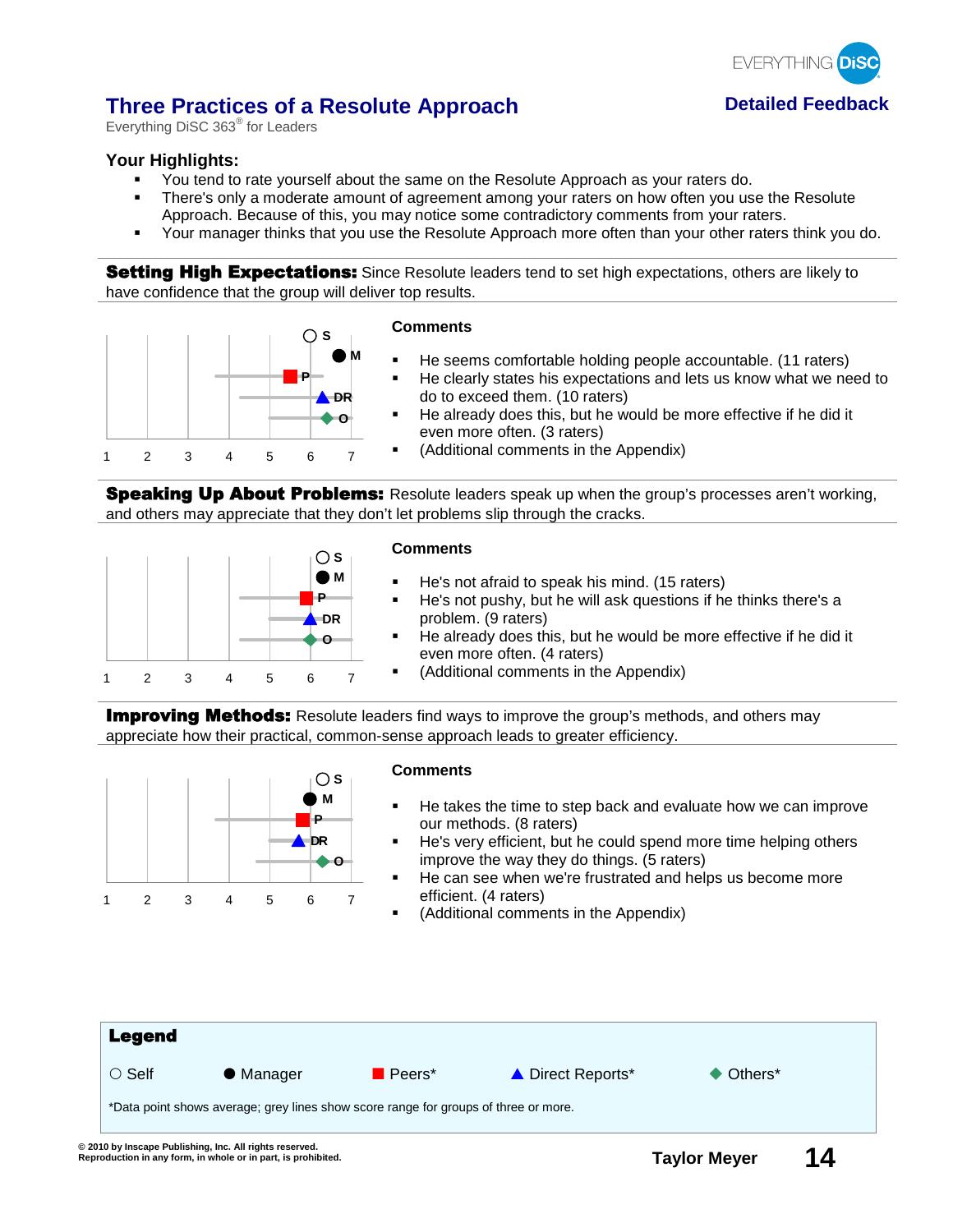# Three Practices of a Resolute Approach

Everything DiSC 363® for Leaders

**Detailed Feedback**

### Your Highlights:

- You tend to rate yourself about the same on the Resolute Approach as your raters do.
- There's only a moderate amount of agreement among your raters on how often you use the Resolute Approach. Because of this, you may notice some contradictory comments from your raters.
- Your manager thinks that you use the Resolute Approach more often than your other raters think you do.

---

**Setting High Expectations:** Since Resolute leaders tend to set high expectations, others are likely to have confidence that the group will deliver top results.

**Comments**

- He seems comfortable holding people accountable. (11 raters)
- He clearly states his expectations and lets us know what we need to do to exceed them. (10 raters)
- He already does this, but he would be more effective if he did it even more often. (3 raters)
- (Additional comments in the Appendix)

---

**Speaking Up About Problems:** Resolute leaders speak up when the group's processes aren't working, and others may appreciate that they don't let problems slip through the cracks.

**Comments**

- He's not afraid to speak his mind. (15 raters)
- He's not pushy, but he will ask questions if he thinks there's a problem. (9 raters)
- He already does this, but he would be more effective if he did it even more often. (4 raters)
- (Additional comments in the Appendix)

---

**Improving Methods:** Resolute leaders find ways to improve the group's methods, and others may appreciate how their practical, common-sense approach leads to greater efficiency.

**Comments**

- He takes the time to step back and evaluate how we can improve our methods. (8 raters)
- He's very efficient, but he could spend more time helping others improve the way they do things. (5 raters)
- He can see when we're frustrated and helps us become more efficient. (4 raters)
- (Additional comments in the Appendix)

---

**Legend**

○ Self ● Manager ■ Peers* ▲ Direct Reports* ◆ Others*

*Data point shows average; grey lines show score range for groups of three or more.

© 2010 by Inscape Publishing, Inc. All rights reserved.
Reproduction in any form, in whole or in part, is prohibited.

Taylor Meyer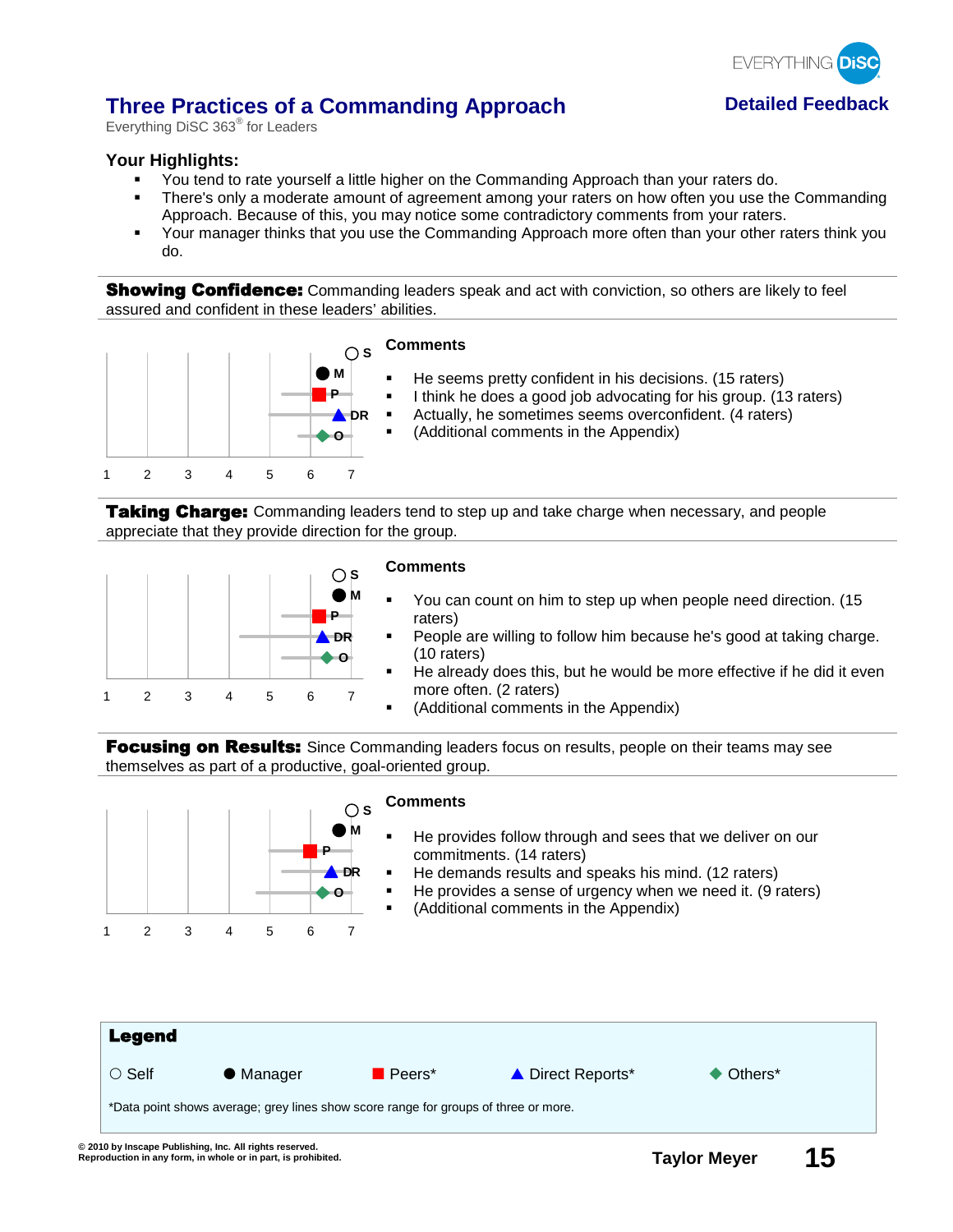# Three Practices of a Commanding Approach

Everything DiSC 363® for Leaders

**Detailed Feedback**

## Your Highlights:

- You tend to rate yourself a little higher on the Commanding Approach than your raters do.
- There's only a moderate amount of agreement among your raters on how often you use the Commanding Approach. Because of this, you may notice some contradictory comments from your raters.
- Your manager thinks that you use the Commanding Approach more often than your other raters think you do.

---

**Showing Confidence:** Commanding leaders speak and act with conviction, so others are likely to feel assured and confident in these leaders' abilities.

S M P DR O

1 2 3 4 5 6 7

**Comments**

- He seems pretty confident in his decisions. (15 raters)
- I think he does a good job advocating for his group. (13 raters)
- Actually, he sometimes seems overconfident. (4 raters)
- (Additional comments in the Appendix)

---

**Taking Charge:** Commanding leaders tend to step up and take charge when necessary, and people appreciate that they provide direction for the group.

S M P DR O

1 2 3 4 5 6 7

**Comments**

- You can count on him to step up when people need direction. (15 raters)
- People are willing to follow him because he's good at taking charge. (10 raters)
- He already does this, but he would be more effective if he did it even more often. (2 raters)
- (Additional comments in the Appendix)

---

**Focusing on Results:** Since Commanding leaders focus on results, people on their teams may see themselves as part of a productive, goal-oriented group.

S M P DR O

1 2 3 4 5 6 7

**Comments**

- He provides follow through and sees that we deliver on our commitments. (14 raters)
- He demands results and speaks his mind. (12 raters)
- He provides a sense of urgency when we need it. (9 raters)
- (Additional comments in the Appendix)

---

**Legend**

○ Self ● Manager ■ Peers* ▲ Direct Reports* ◆ Others*

*Data point shows average; grey lines show score range for groups of three or more.

© 2010 by Inscape Publishing, Inc. All rights reserved.
Reproduction in any form, in whole or in part, is prohibited.

Taylor Meyer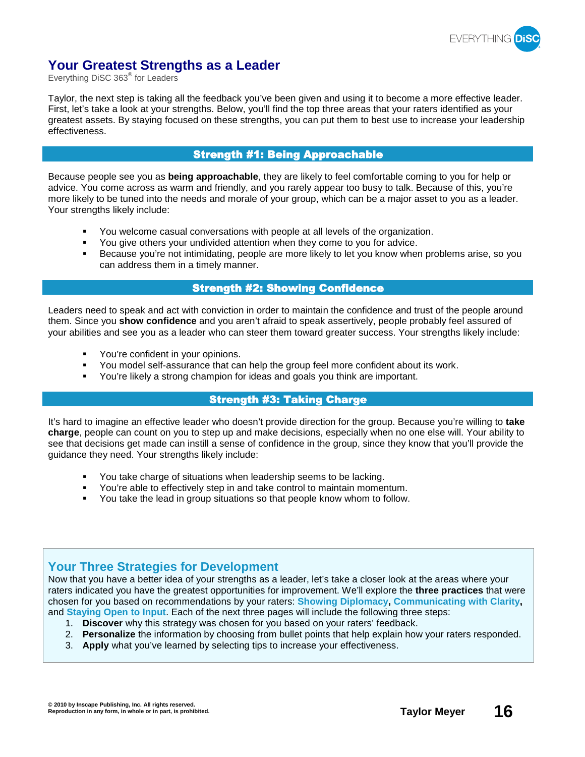# Your Greatest Strengths as a Leader

Everything DiSC 363® for Leaders

Taylor, the next step is taking all the feedback you've been given and using it to become a more effective leader. First, let's take a look at your strengths. Below, you'll find the top three areas that your raters identified as your greatest assets. By staying focused on these strengths, you can put them to best use to increase your leadership effectiveness.

## Strength #1: Being Approachable

Because people see you as **being approachable**, they are likely to feel comfortable coming to you for help or advice. You come across as warm and friendly, and you rarely appear too busy to talk. Because of this, you're more likely to be tuned into the needs and morale of your group, which can be a major asset to you as a leader. Your strengths likely include:

- You welcome casual conversations with people at all levels of the organization.
- You give others your undivided attention when they come to you for advice.
- Because you're not intimidating, people are more likely to let you know when problems arise, so you can address them in a timely manner.

## Strength #2: Showing Confidence

Leaders need to speak and act with conviction in order to maintain the confidence and trust of the people around them. Since you **show confidence** and you aren't afraid to speak assertively, people probably feel assured of your abilities and see you as a leader who can steer them toward greater success. Your strengths likely include:

- You're confident in your opinions.
- You model self-assurance that can help the group feel more confident about its work.
- You're likely a strong champion for ideas and goals you think are important.

## Strength #3: Taking Charge

It's hard to imagine an effective leader who doesn't provide direction for the group. Because you're willing to **take charge**, people can count on you to step up and make decisions, especially when no one else will. Your ability to see that decisions get made can instill a sense of confidence in the group, since they know that you'll provide the guidance they need. Your strengths likely include:

- You take charge of situations when leadership seems to be lacking.
- You're able to effectively step in and take control to maintain momentum.
- You take the lead in group situations so that people know whom to follow.

## Your Three Strategies for Development

Now that you have a better idea of your strengths as a leader, let's take a closer look at the areas where your raters indicated you have the greatest opportunities for improvement. We'll explore the **three practices** that were chosen for you based on recommendations by your raters: **Showing Diplomacy**, **Communicating with Clarity**, and **Staying Open to Input**. Each of the next three pages will include the following three steps:

1. **Discover** why this strategy was chosen for you based on your raters' feedback.
2. **Personalize** the information by choosing from bullet points that help explain how your raters responded.
3. **Apply** what you've learned by selecting tips to increase your effectiveness.

© 2010 by Inscape Publishing, Inc. All rights reserved.
Reproduction in any form, in whole or in part, is prohibited.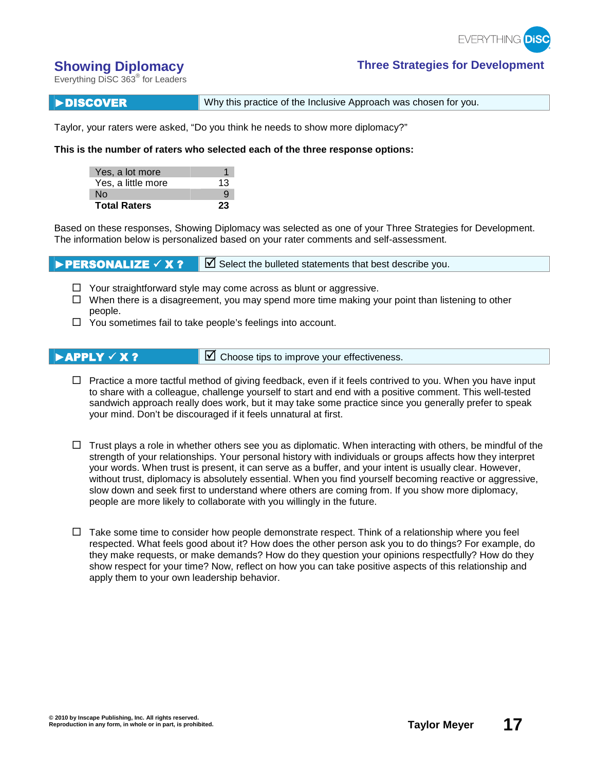# Showing Diplomacy

Everything DiSC 363® for Leaders

## Three Strategies for Development

### ▶DISCOVER

Why this practice of the Inclusive Approach was chosen for you.

Taylor, your raters were asked, "Do you think he needs to show more diplomacy?"

**This is the number of raters who selected each of the three response options:**

| Response | Count |
|---|---|
| Yes, a lot more | 1 |
| Yes, a little more | 13 |
| No | 9 |
| **Total Raters** | **23** |

Based on these responses, Showing Diplomacy was selected as one of your Three Strategies for Development. The information below is personalized based on your rater comments and self-assessment.

### ▶PERSONALIZE ✓ X ?

☑ Select the bulleted statements that best describe you.

- ☐ Your straightforward style may come across as blunt or aggressive.
- ☐ When there is a disagreement, you may spend more time making your point than listening to other people.
- ☐ You sometimes fail to take people's feelings into account.

### ▶APPLY ✓ X ?

☑ Choose tips to improve your effectiveness.

- ☐ Practice a more tactful method of giving feedback, even if it feels contrived to you. When you have input to share with a colleague, challenge yourself to start and end with a positive comment. This well-tested sandwich approach really does work, but it may take some practice since you generally prefer to speak your mind. Don't be discouraged if it feels unnatural at first.

- ☐ Trust plays a role in whether others see you as diplomatic. When interacting with others, be mindful of the strength of your relationships. Your personal history with individuals or groups affects how they interpret your words. When trust is present, it can serve as a buffer, and your intent is usually clear. However, without trust, diplomacy is absolutely essential. When you find yourself becoming reactive or aggressive, slow down and seek first to understand where others are coming from. If you show more diplomacy, people are more likely to collaborate with you willingly in the future.

- ☐ Take some time to consider how people demonstrate respect. Think of a relationship where you feel respected. What feels good about it? How does the other person ask you to do things? For example, do they make requests, or make demands? How do they question your opinions respectfully? How do they show respect for your time? Now, reflect on how you can take positive aspects of this relationship and apply them to your own leadership behavior.

© 2010 by Inscape Publishing, Inc. All rights reserved.
Reproduction in any form, in whole or in part, is prohibited.

Taylor Meyer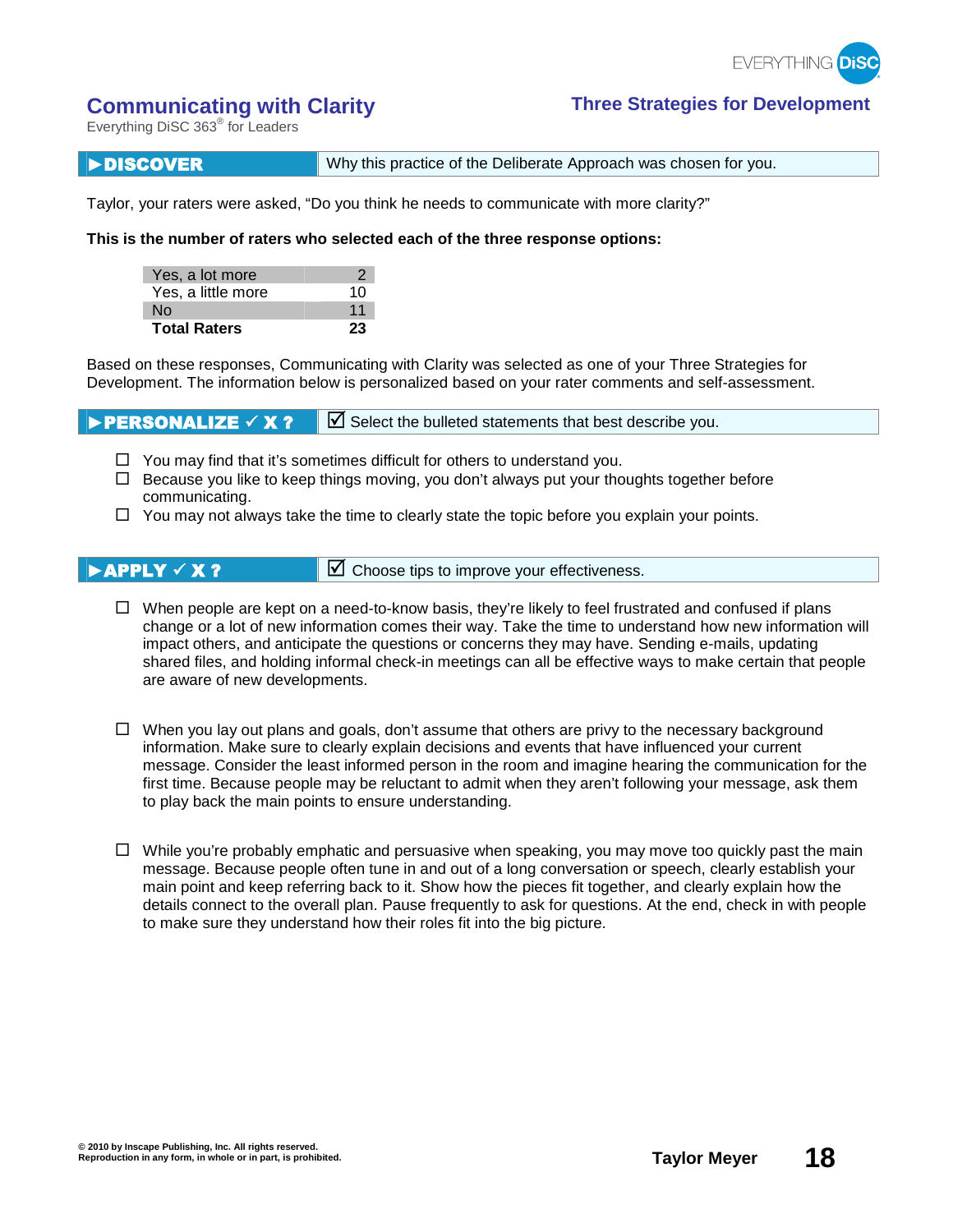# Communicating with Clarity

Everything DiSC 363® for Leaders

## Three Strategies for Development

**▶DISCOVER** | Why this practice of the Deliberate Approach was chosen for you.

Taylor, your raters were asked, "Do you think he needs to communicate with more clarity?"

**This is the number of raters who selected each of the three response options:**

| Response | Raters |
|---|---|
| Yes, a lot more | 2 |
| Yes, a little more | 10 |
| No | 11 |
| **Total Raters** | **23** |

Based on these responses, Communicating with Clarity was selected as one of your Three Strategies for Development. The information below is personalized based on your rater comments and self-assessment.

**▶PERSONALIZE ✓ X ?** | ☑ Select the bulleted statements that best describe you.

- ☐ You may find that it's sometimes difficult for others to understand you.
- ☐ Because you like to keep things moving, you don't always put your thoughts together before communicating.
- ☐ You may not always take the time to clearly state the topic before you explain your points.

**▶APPLY ✓ X ?** | ☑ Choose tips to improve your effectiveness.

- ☐ When people are kept on a need-to-know basis, they're likely to feel frustrated and confused if plans change or a lot of new information comes their way. Take the time to understand how new information will impact others, and anticipate the questions or concerns they may have. Sending e-mails, updating shared files, and holding informal check-in meetings can all be effective ways to make certain that people are aware of new developments.

- ☐ When you lay out plans and goals, don't assume that others are privy to the necessary background information. Make sure to clearly explain decisions and events that have influenced your current message. Consider the least informed person in the room and imagine hearing the communication for the first time. Because people may be reluctant to admit when they aren't following your message, ask them to play back the main points to ensure understanding.

- ☐ While you're probably emphatic and persuasive when speaking, you may move too quickly past the main message. Because people often tune in and out of a long conversation or speech, clearly establish your main point and keep referring back to it. Show how the pieces fit together, and clearly explain how the details connect to the overall plan. Pause frequently to ask for questions. At the end, check in with people to make sure they understand how their roles fit into the big picture.

© 2010 by Inscape Publishing, Inc. All rights reserved.
Reproduction in any form, in whole or in part, is prohibited.

Taylor Meyer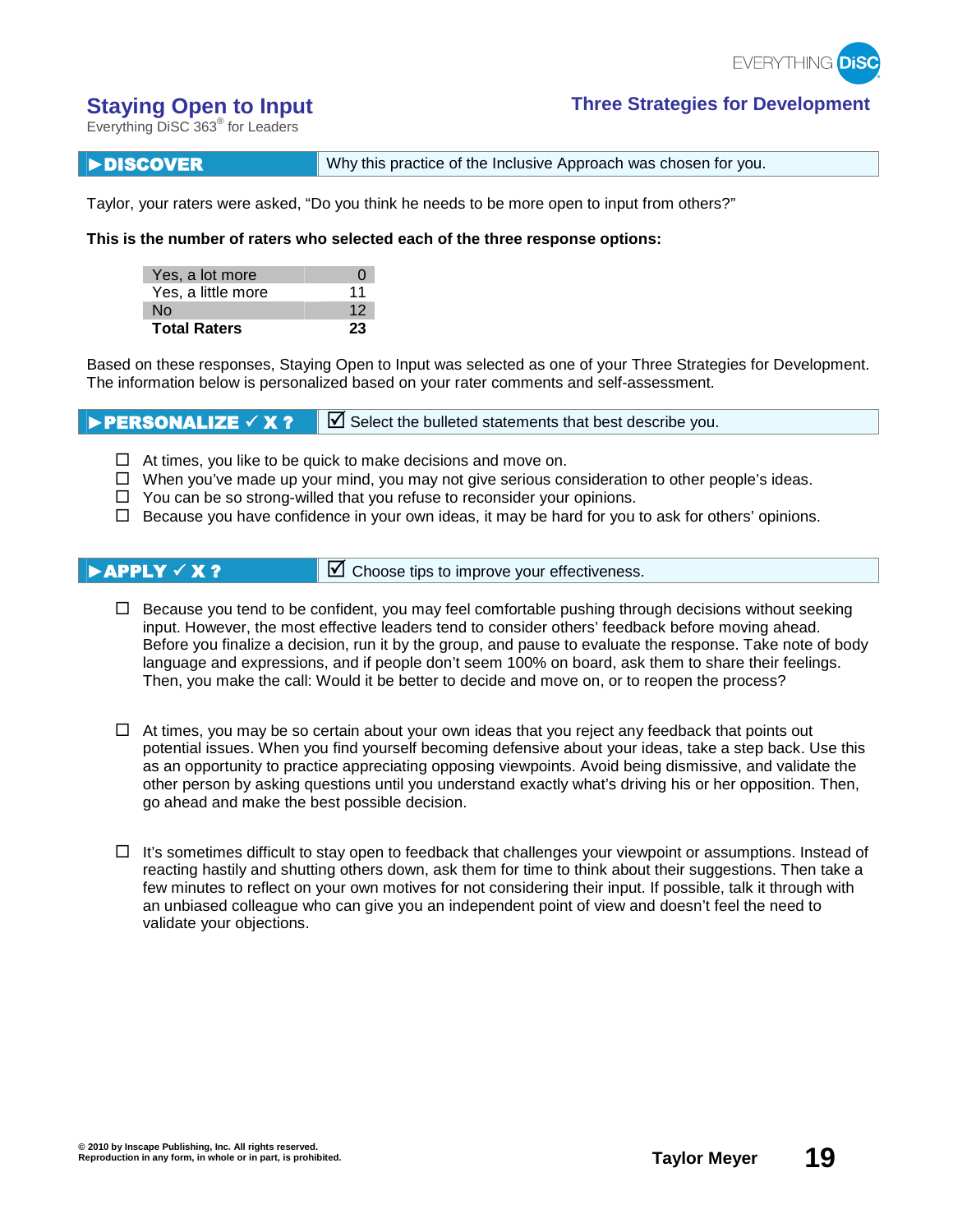# Staying Open to Input

Everything DiSC 363® for Leaders

## Three Strategies for Development

**▶DISCOVER** | Why this practice of the Inclusive Approach was chosen for you.

Taylor, your raters were asked, “Do you think he needs to be more open to input from others?”

**This is the number of raters who selected each of the three response options:**

| | |
|---|---|
| Yes, a lot more | 0 |
| Yes, a little more | 11 |
| No | 12 |
| **Total Raters** | **23** |

Based on these responses, Staying Open to Input was selected as one of your Three Strategies for Development. The information below is personalized based on your rater comments and self-assessment.

**▶PERSONALIZE ✓ X ?** | ☑ Select the bulleted statements that best describe you.

- ☐ At times, you like to be quick to make decisions and move on.
- ☐ When you’ve made up your mind, you may not give serious consideration to other people’s ideas.
- ☐ You can be so strong-willed that you refuse to reconsider your opinions.
- ☐ Because you have confidence in your own ideas, it may be hard for you to ask for others’ opinions.

**▶APPLY ✓ X ?** | ☑ Choose tips to improve your effectiveness.

- ☐ Because you tend to be confident, you may feel comfortable pushing through decisions without seeking input. However, the most effective leaders tend to consider others’ feedback before moving ahead. Before you finalize a decision, run it by the group, and pause to evaluate the response. Take note of body language and expressions, and if people don’t seem 100% on board, ask them to share their feelings. Then, you make the call: Would it be better to decide and move on, or to reopen the process?

- ☐ At times, you may be so certain about your own ideas that you reject any feedback that points out potential issues. When you find yourself becoming defensive about your ideas, take a step back. Use this as an opportunity to practice appreciating opposing viewpoints. Avoid being dismissive, and validate the other person by asking questions until you understand exactly what’s driving his or her opposition. Then, go ahead and make the best possible decision.

- ☐ It’s sometimes difficult to stay open to feedback that challenges your viewpoint or assumptions. Instead of reacting hastily and shutting others down, ask them for time to think about their suggestions. Then take a few minutes to reflect on your own motives for not considering their input. If possible, talk it through with an unbiased colleague who can give you an independent point of view and doesn’t feel the need to validate your objections.

© 2010 by Inscape Publishing, Inc. All rights reserved.
Reproduction in any form, in whole or in part, is prohibited.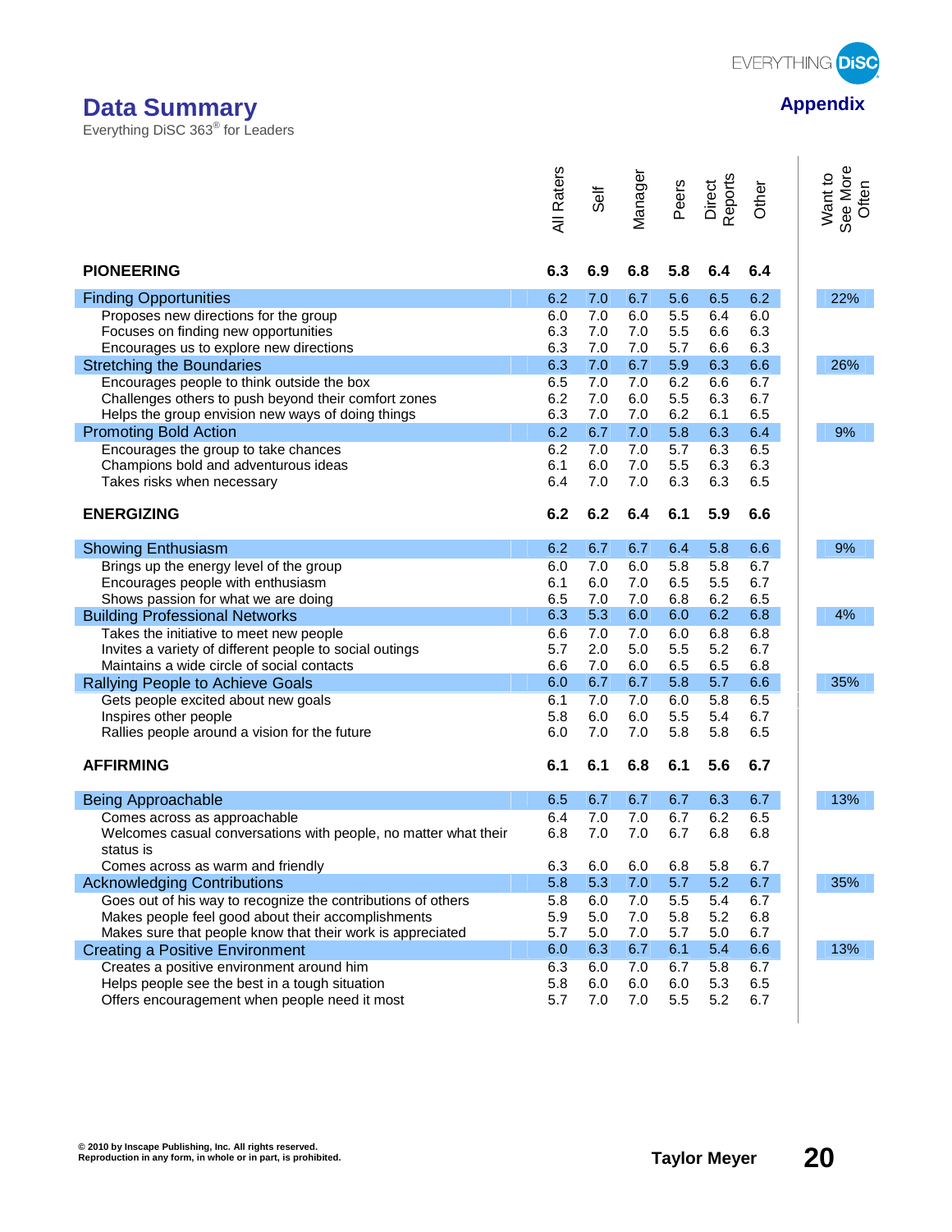# Data Summary

Everything DiSC 363® for Leaders

## Appendix

| | All Raters | Self | Manager | Peers | Direct Reports | Other | Want to See More Often |
|---|---|---|---|---|---|---|---|
| **PIONEERING** | **6.3** | **6.9** | **6.8** | **5.8** | **6.4** | **6.4** | |
| Finding Opportunities | 6.2 | 7.0 | 6.7 | 5.6 | 6.5 | 6.2 | 22% |
| Proposes new directions for the group | 6.0 | 7.0 | 6.0 | 5.5 | 6.4 | 6.0 | |
| Focuses on finding new opportunities | 6.3 | 7.0 | 7.0 | 5.5 | 6.6 | 6.3 | |
| Encourages us to explore new directions | 6.3 | 7.0 | 7.0 | 5.7 | 6.6 | 6.3 | |
| Stretching the Boundaries | 6.3 | 7.0 | 6.7 | 5.9 | 6.3 | 6.6 | 26% |
| Encourages people to think outside the box | 6.5 | 7.0 | 7.0 | 6.2 | 6.6 | 6.7 | |
| Challenges others to push beyond their comfort zones | 6.2 | 7.0 | 6.0 | 5.5 | 6.3 | 6.7 | |
| Helps the group envision new ways of doing things | 6.3 | 7.0 | 7.0 | 6.2 | 6.1 | 6.5 | |
| Promoting Bold Action | 6.2 | 6.7 | 7.0 | 5.8 | 6.3 | 6.4 | 9% |
| Encourages the group to take chances | 6.2 | 7.0 | 7.0 | 5.7 | 6.3 | 6.5 | |
| Champions bold and adventurous ideas | 6.1 | 6.0 | 7.0 | 5.5 | 6.3 | 6.3 | |
| Takes risks when necessary | 6.4 | 7.0 | 7.0 | 6.3 | 6.3 | 6.5 | |
| **ENERGIZING** | **6.2** | **6.2** | **6.4** | **6.1** | **5.9** | **6.6** | |
| Showing Enthusiasm | 6.2 | 6.7 | 6.7 | 6.4 | 5.8 | 6.6 | 9% |
| Brings up the energy level of the group | 6.0 | 7.0 | 6.0 | 5.8 | 5.8 | 6.7 | |
| Encourages people with enthusiasm | 6.1 | 6.0 | 7.0 | 6.5 | 5.5 | 6.7 | |
| Shows passion for what we are doing | 6.5 | 7.0 | 7.0 | 6.8 | 6.2 | 6.5 | |
| Building Professional Networks | 6.3 | 5.3 | 6.0 | 6.0 | 6.2 | 6.8 | 4% |
| Takes the initiative to meet new people | 6.6 | 7.0 | 7.0 | 6.0 | 6.8 | 6.8 | |
| Invites a variety of different people to social outings | 5.7 | 2.0 | 5.0 | 5.5 | 5.2 | 6.7 | |
| Maintains a wide circle of social contacts | 6.6 | 7.0 | 6.0 | 6.5 | 6.5 | 6.8 | |
| Rallying People to Achieve Goals | 6.0 | 6.7 | 6.7 | 5.8 | 5.7 | 6.6 | 35% |
| Gets people excited about new goals | 6.1 | 7.0 | 7.0 | 6.0 | 5.8 | 6.5 | |
| Inspires other people | 5.8 | 6.0 | 6.0 | 5.5 | 5.4 | 6.7 | |
| Rallies people around a vision for the future | 6.0 | 7.0 | 7.0 | 5.8 | 5.8 | 6.5 | |
| **AFFIRMING** | **6.1** | **6.1** | **6.8** | **6.1** | **5.6** | **6.7** | |
| Being Approachable | 6.5 | 6.7 | 6.7 | 6.7 | 6.3 | 6.7 | 13% |
| Comes across as approachable | 6.4 | 7.0 | 7.0 | 6.7 | 6.2 | 6.5 | |
| Welcomes casual conversations with people, no matter what their status is | 6.8 | 7.0 | 7.0 | 6.7 | 6.8 | 6.8 | |
| Comes across as warm and friendly | 6.3 | 6.0 | 6.0 | 6.8 | 5.8 | 6.7 | |
| Acknowledging Contributions | 5.8 | 5.3 | 7.0 | 5.7 | 5.2 | 6.7 | 35% |
| Goes out of his way to recognize the contributions of others | 5.8 | 6.0 | 7.0 | 5.5 | 5.4 | 6.7 | |
| Makes people feel good about their accomplishments | 5.9 | 5.0 | 7.0 | 5.8 | 5.2 | 6.8 | |
| Makes sure that people know that their work is appreciated | 5.7 | 5.0 | 7.0 | 5.7 | 5.0 | 6.7 | |
| Creating a Positive Environment | 6.0 | 6.3 | 6.7 | 6.1 | 5.4 | 6.6 | 13% |
| Creates a positive environment around him | 6.3 | 6.0 | 7.0 | 6.7 | 5.8 | 6.7 | |
| Helps people see the best in a tough situation | 5.8 | 6.0 | 6.0 | 6.0 | 5.3 | 6.5 | |
| Offers encouragement when people need it most | 5.7 | 7.0 | 7.0 | 5.5 | 5.2 | 6.7 | |

© 2010 by Inscape Publishing, Inc. All rights reserved.
Reproduction in any form, in whole or in part, is prohibited.

Taylor Meyer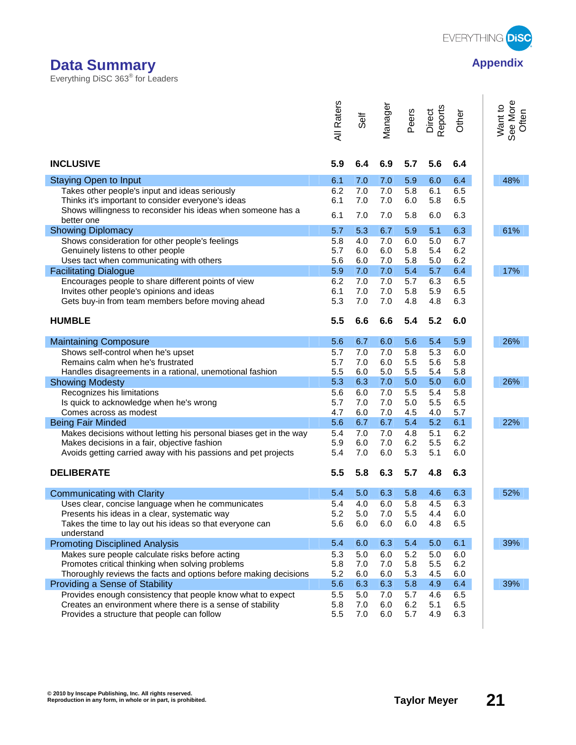# Data Summary

Everything DiSC 363® for Leaders

## Appendix

| | All Raters | Self | Manager | Peers | Direct Reports | Other | Want to See More Often |
|---|---|---|---|---|---|---|---|
| **INCLUSIVE** | **5.9** | **6.4** | **6.9** | **5.7** | **5.6** | **6.4** | |
| Staying Open to Input | 6.1 | 7.0 | 7.0 | 5.9 | 6.0 | 6.4 | 48% |
| Takes other people's input and ideas seriously | 6.2 | 7.0 | 7.0 | 5.8 | 6.1 | 6.5 | |
| Thinks it's important to consider everyone's ideas | 6.1 | 7.0 | 7.0 | 6.0 | 5.8 | 6.5 | |
| Shows willingness to reconsider his ideas when someone has a better one | 6.1 | 7.0 | 7.0 | 5.8 | 6.0 | 6.3 | |
| Showing Diplomacy | 5.7 | 5.3 | 6.7 | 5.9 | 5.1 | 6.3 | 61% |
| Shows consideration for other people's feelings | 5.8 | 4.0 | 7.0 | 6.0 | 5.0 | 6.7 | |
| Genuinely listens to other people | 5.7 | 6.0 | 6.0 | 5.8 | 5.4 | 6.2 | |
| Uses tact when communicating with others | 5.6 | 6.0 | 7.0 | 5.8 | 5.0 | 6.2 | |
| Facilitating Dialogue | 5.9 | 7.0 | 7.0 | 5.4 | 5.7 | 6.4 | 17% |
| Encourages people to share different points of view | 6.2 | 7.0 | 7.0 | 5.7 | 6.3 | 6.5 | |
| Invites other people's opinions and ideas | 6.1 | 7.0 | 7.0 | 5.8 | 5.9 | 6.5 | |
| Gets buy-in from team members before moving ahead | 5.3 | 7.0 | 7.0 | 4.8 | 4.8 | 6.3 | |
| **HUMBLE** | **5.5** | **6.6** | **6.6** | **5.4** | **5.2** | **6.0** | |
| Maintaining Composure | 5.6 | 6.7 | 6.0 | 5.6 | 5.4 | 5.9 | 26% |
| Shows self-control when he's upset | 5.7 | 7.0 | 7.0 | 5.8 | 5.3 | 6.0 | |
| Remains calm when he's frustrated | 5.7 | 7.0 | 6.0 | 5.5 | 5.6 | 5.8 | |
| Handles disagreements in a rational, unemotional fashion | 5.5 | 6.0 | 5.0 | 5.5 | 5.4 | 5.8 | |
| Showing Modesty | 5.3 | 6.3 | 7.0 | 5.0 | 5.0 | 6.0 | 26% |
| Recognizes his limitations | 5.6 | 6.0 | 7.0 | 5.5 | 5.4 | 5.8 | |
| Is quick to acknowledge when he's wrong | 5.7 | 7.0 | 7.0 | 5.0 | 5.5 | 6.5 | |
| Comes across as modest | 4.7 | 6.0 | 7.0 | 4.5 | 4.0 | 5.7 | |
| Being Fair Minded | 5.6 | 6.7 | 6.7 | 5.4 | 5.2 | 6.1 | 22% |
| Makes decisions without letting his personal biases get in the way | 5.4 | 7.0 | 7.0 | 4.8 | 5.1 | 6.2 | |
| Makes decisions in a fair, objective fashion | 5.9 | 6.0 | 7.0 | 6.2 | 5.5 | 6.2 | |
| Avoids getting carried away with his passions and pet projects | 5.4 | 7.0 | 6.0 | 5.3 | 5.1 | 6.0 | |
| **DELIBERATE** | **5.5** | **5.8** | **6.3** | **5.7** | **4.8** | **6.3** | |
| Communicating with Clarity | 5.4 | 5.0 | 6.3 | 5.8 | 4.6 | 6.3 | 52% |
| Uses clear, concise language when he communicates | 5.4 | 4.0 | 6.0 | 5.8 | 4.5 | 6.3 | |
| Presents his ideas in a clear, systematic way | 5.2 | 5.0 | 7.0 | 5.5 | 4.4 | 6.0 | |
| Takes the time to lay out his ideas so that everyone can understand | 5.6 | 6.0 | 6.0 | 6.0 | 4.8 | 6.5 | |
| Promoting Disciplined Analysis | 5.4 | 6.0 | 6.3 | 5.4 | 5.0 | 6.1 | 39% |
| Makes sure people calculate risks before acting | 5.3 | 5.0 | 6.0 | 5.2 | 5.0 | 6.0 | |
| Promotes critical thinking when solving problems | 5.8 | 7.0 | 7.0 | 5.8 | 5.5 | 6.2 | |
| Thoroughly reviews the facts and options before making decisions | 5.2 | 6.0 | 6.0 | 5.3 | 4.5 | 6.0 | |
| Providing a Sense of Stability | 5.6 | 6.3 | 6.3 | 5.8 | 4.9 | 6.4 | 39% |
| Provides enough consistency that people know what to expect | 5.5 | 5.0 | 7.0 | 5.7 | 4.6 | 6.5 | |
| Creates an environment where there is a sense of stability | 5.8 | 7.0 | 6.0 | 6.2 | 5.1 | 6.5 | |
| Provides a structure that people can follow | 5.5 | 7.0 | 6.0 | 5.7 | 4.9 | 6.3 | |

© 2010 by Inscape Publishing, Inc. All rights reserved.
Reproduction in any form, in whole or in part, is prohibited.

Taylor Meyer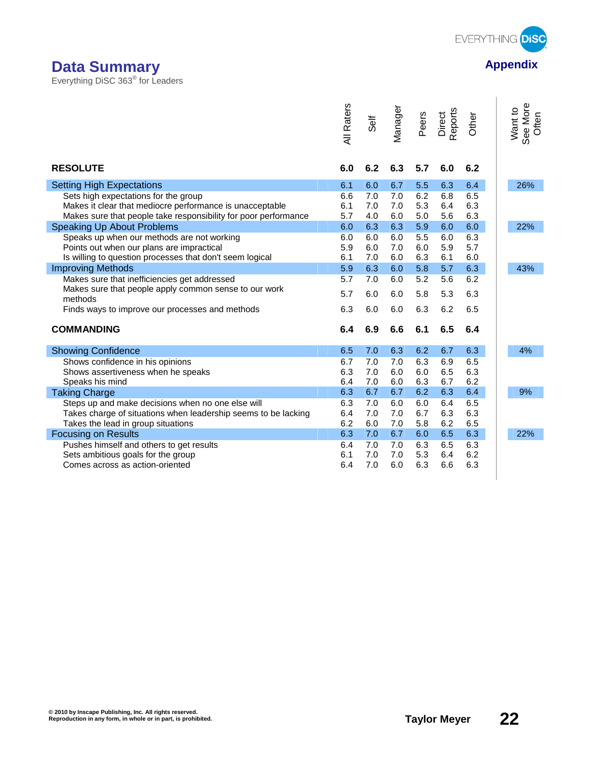# Data Summary

Everything DiSC 363® for Leaders

## Appendix

| | All Raters | Self | Manager | Peers | Direct Reports | Other | Want to See More Often |
|---|---|---|---|---|---|---|---|
| **RESOLUTE** | **6.0** | **6.2** | **6.3** | **5.7** | **6.0** | **6.2** | |
| Setting High Expectations | 6.1 | 6.0 | 6.7 | 5.5 | 6.3 | 6.4 | 26% |
| Sets high expectations for the group | 6.6 | 7.0 | 7.0 | 6.2 | 6.8 | 6.5 | |
| Makes it clear that mediocre performance is unacceptable | 6.1 | 7.0 | 7.0 | 5.3 | 6.4 | 6.3 | |
| Makes sure that people take responsibility for poor performance | 5.7 | 4.0 | 6.0 | 5.0 | 5.6 | 6.3 | |
| Speaking Up About Problems | 6.0 | 6.3 | 6.3 | 5.9 | 6.0 | 6.0 | 22% |
| Speaks up when our methods are not working | 6.0 | 6.0 | 6.0 | 5.5 | 6.0 | 6.3 | |
| Points out when our plans are impractical | 5.9 | 6.0 | 7.0 | 6.0 | 5.9 | 5.7 | |
| Is willing to question processes that don't seem logical | 6.1 | 7.0 | 6.0 | 6.3 | 6.1 | 6.0 | |
| Improving Methods | 5.9 | 6.3 | 6.0 | 5.8 | 5.7 | 6.3 | 43% |
| Makes sure that inefficiencies get addressed | 5.7 | 7.0 | 6.0 | 5.2 | 5.6 | 6.2 | |
| Makes sure that people apply common sense to our work methods | 5.7 | 6.0 | 6.0 | 5.8 | 5.3 | 6.3 | |
| Finds ways to improve our processes and methods | 6.3 | 6.0 | 6.0 | 6.3 | 6.2 | 6.5 | |
| **COMMANDING** | **6.4** | **6.9** | **6.6** | **6.1** | **6.5** | **6.4** | |
| Showing Confidence | 6.5 | 7.0 | 6.3 | 6.2 | 6.7 | 6.3 | 4% |
| Shows confidence in his opinions | 6.7 | 7.0 | 7.0 | 6.3 | 6.9 | 6.5 | |
| Shows assertiveness when he speaks | 6.3 | 7.0 | 6.0 | 6.0 | 6.5 | 6.3 | |
| Speaks his mind | 6.4 | 7.0 | 6.0 | 6.3 | 6.7 | 6.2 | |
| Taking Charge | 6.3 | 6.7 | 6.7 | 6.2 | 6.3 | 6.4 | 9% |
| Steps up and make decisions when no one else will | 6.3 | 7.0 | 6.0 | 6.0 | 6.4 | 6.5 | |
| Takes charge of situations when leadership seems to be lacking | 6.4 | 7.0 | 7.0 | 6.7 | 6.3 | 6.3 | |
| Takes the lead in group situations | 6.2 | 6.0 | 7.0 | 5.8 | 6.2 | 6.5 | |
| Focusing on Results | 6.3 | 7.0 | 6.7 | 6.0 | 6.5 | 6.3 | 22% |
| Pushes himself and others to get results | 6.4 | 7.0 | 7.0 | 6.3 | 6.5 | 6.3 | |
| Sets ambitious goals for the group | 6.1 | 7.0 | 7.0 | 5.3 | 6.4 | 6.2 | |
| Comes across as action-oriented | 6.4 | 7.0 | 6.0 | 6.3 | 6.6 | 6.3 | |

© 2010 by Inscape Publishing, Inc. All rights reserved.
Reproduction in any form, in whole or in part, is prohibited.

Taylor Meyer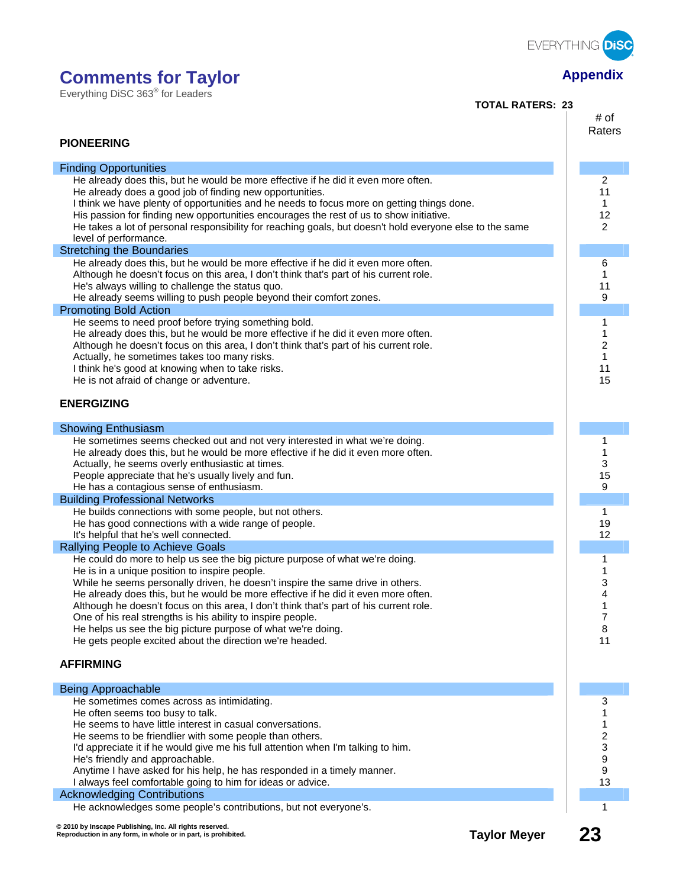# Comments for Taylor

Everything DiSC 363® for Leaders

**Appendix**

**TOTAL RATERS: 23**

## PIONEERING

| Finding Opportunities | # of Raters |
| --- | --- |
| He already does this, but he would be more effective if he did it even more often. | 2 |
| He already does a good job of finding new opportunities. | 11 |
| I think we have plenty of opportunities and he needs to focus more on getting things done. | 1 |
| His passion for finding new opportunities encourages the rest of us to show initiative. | 12 |
| He takes a lot of personal responsibility for reaching goals, but doesn't hold everyone else to the same level of performance. | 2 |

| Stretching the Boundaries | # of Raters |
| --- | --- |
| He already does this, but he would be more effective if he did it even more often. | 6 |
| Although he doesn't focus on this area, I don't think that's part of his current role. | 1 |
| He's always willing to challenge the status quo. | 11 |
| He already seems willing to push people beyond their comfort zones. | 9 |

| Promoting Bold Action | # of Raters |
| --- | --- |
| He seems to need proof before trying something bold. | 1 |
| He already does this, but he would be more effective if he did it even more often. | 1 |
| Although he doesn't focus on this area, I don't think that's part of his current role. | 2 |
| Actually, he sometimes takes too many risks. | 1 |
| I think he's good at knowing when to take risks. | 11 |
| He is not afraid of change or adventure. | 15 |

## ENERGIZING

| Showing Enthusiasm | # of Raters |
| --- | --- |
| He sometimes seems checked out and not very interested in what we're doing. | 1 |
| He already does this, but he would be more effective if he did it even more often. | 1 |
| Actually, he seems overly enthusiastic at times. | 3 |
| People appreciate that he's usually lively and fun. | 15 |
| He has a contagious sense of enthusiasm. | 9 |

| Building Professional Networks | # of Raters |
| --- | --- |
| He builds connections with some people, but not others. | 1 |
| He has good connections with a wide range of people. | 19 |
| It's helpful that he's well connected. | 12 |

| Rallying People to Achieve Goals | # of Raters |
| --- | --- |
| He could do more to help us see the big picture purpose of what we're doing. | 1 |
| He is in a unique position to inspire people. | 1 |
| While he seems personally driven, he doesn't inspire the same drive in others. | 3 |
| He already does this, but he would be more effective if he did it even more often. | 4 |
| Although he doesn't focus on this area, I don't think that's part of his current role. | 1 |
| One of his real strengths is his ability to inspire people. | 7 |
| He helps us see the big picture purpose of what we're doing. | 8 |
| He gets people excited about the direction we're headed. | 11 |

## AFFIRMING

| Being Approachable | # of Raters |
| --- | --- |
| He sometimes comes across as intimidating. | 3 |
| He often seems too busy to talk. | 1 |
| He seems to have little interest in casual conversations. | 1 |
| He seems to be friendlier with some people than others. | 2 |
| I'd appreciate it if he would give me his full attention when I'm talking to him. | 3 |
| He's friendly and approachable. | 9 |
| Anytime I have asked for his help, he has responded in a timely manner. | 9 |
| I always feel comfortable going to him for ideas or advice. | 13 |

| Acknowledging Contributions | # of Raters |
| --- | --- |
| He acknowledges some people's contributions, but not everyone's. | 1 |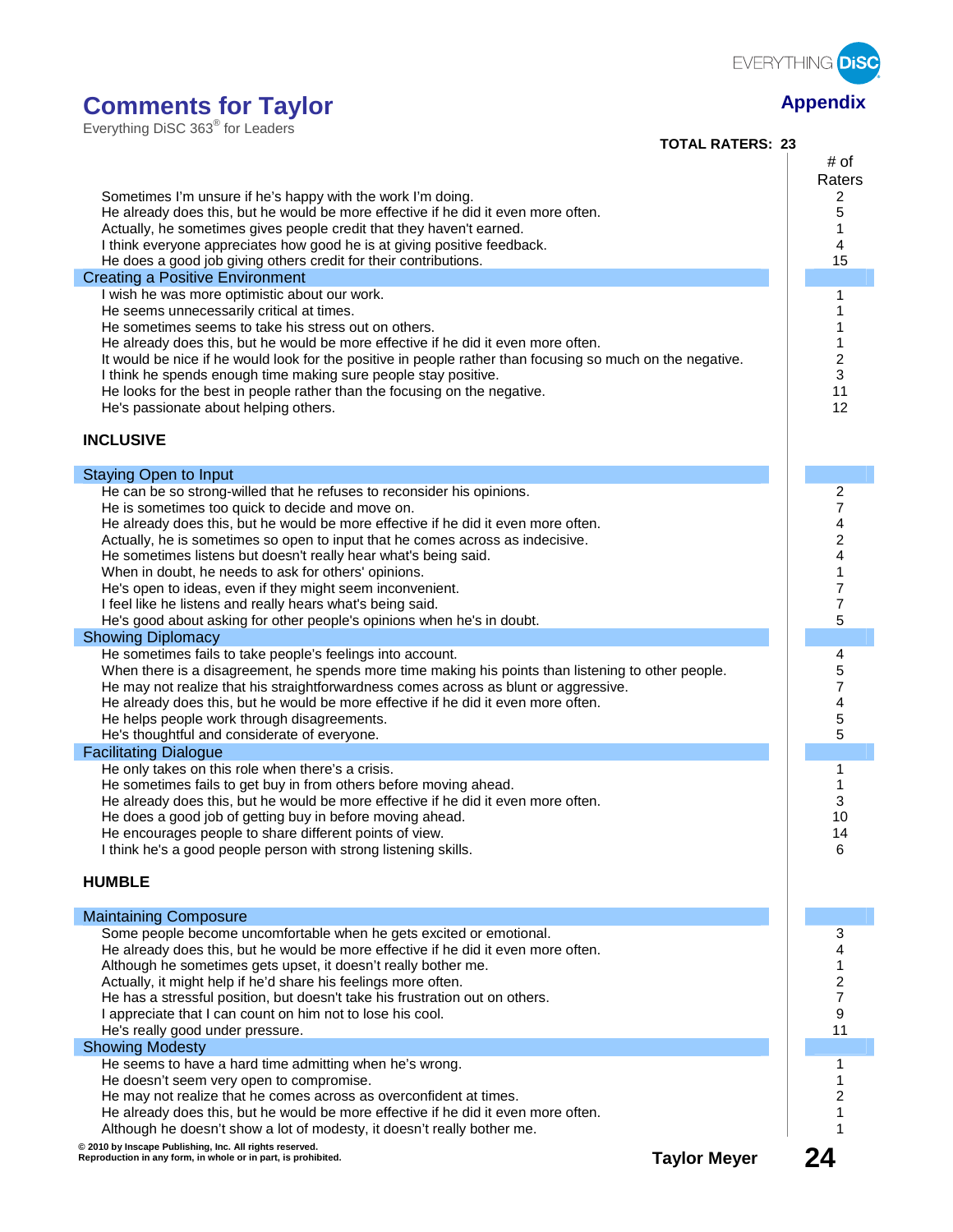# Comments for Taylor

Everything DiSC 363® for Leaders

## Appendix

**TOTAL RATERS: 23**

| | # of Raters |
|---|---|
| Sometimes I'm unsure if he's happy with the work I'm doing. | 2 |
| He already does this, but he would be more effective if he did it even more often. | 5 |
| Actually, he sometimes gives people credit that they haven't earned. | 1 |
| I think everyone appreciates how good he is at giving positive feedback. | 4 |
| He does a good job giving others credit for their contributions. | 15 |
| **Creating a Positive Environment** | |
| I wish he was more optimistic about our work. | 1 |
| He seems unnecessarily critical at times. | 1 |
| He sometimes seems to take his stress out on others. | 1 |
| He already does this, but he would be more effective if he did it even more often. | 1 |
| It would be nice if he would look for the positive in people rather than focusing so much on the negative. | 2 |
| I think he spends enough time making sure people stay positive. | 3 |
| He looks for the best in people rather than the focusing on the negative. | 11 |
| He's passionate about helping others. | 12 |

### INCLUSIVE

| | # of Raters |
|---|---|
| **Staying Open to Input** | |
| He can be so strong-willed that he refuses to reconsider his opinions. | 2 |
| He is sometimes too quick to decide and move on. | 7 |
| He already does this, but he would be more effective if he did it even more often. | 4 |
| Actually, he is sometimes so open to input that he comes across as indecisive. | 2 |
| He sometimes listens but doesn't really hear what's being said. | 4 |
| When in doubt, he needs to ask for others' opinions. | 1 |
| He's open to ideas, even if they might seem inconvenient. | 7 |
| I feel like he listens and really hears what's being said. | 7 |
| He's good about asking for other people's opinions when he's in doubt. | 5 |
| **Showing Diplomacy** | |
| He sometimes fails to take people's feelings into account. | 4 |
| When there is a disagreement, he spends more time making his points than listening to other people. | 5 |
| He may not realize that his straightforwardness comes across as blunt or aggressive. | 7 |
| He already does this, but he would be more effective if he did it even more often. | 4 |
| He helps people work through disagreements. | 5 |
| He's thoughtful and considerate of everyone. | 5 |
| **Facilitating Dialogue** | |
| He only takes on this role when there's a crisis. | 1 |
| He sometimes fails to get buy in from others before moving ahead. | 1 |
| He already does this, but he would be more effective if he did it even more often. | 3 |
| He does a good job of getting buy in before moving ahead. | 10 |
| He encourages people to share different points of view. | 14 |
| I think he's a good people person with strong listening skills. | 6 |

### HUMBLE

| | # of Raters |
|---|---|
| **Maintaining Composure** | |
| Some people become uncomfortable when he gets excited or emotional. | 3 |
| He already does this, but he would be more effective if he did it even more often. | 4 |
| Although he sometimes gets upset, it doesn't really bother me. | 1 |
| Actually, it might help if he'd share his feelings more often. | 2 |
| He has a stressful position, but doesn't take his frustration out on others. | 7 |
| I appreciate that I can count on him not to lose his cool. | 9 |
| He's really good under pressure. | 11 |
| **Showing Modesty** | |
| He seems to have a hard time admitting when he's wrong. | 1 |
| He doesn't seem very open to compromise. | 1 |
| He may not realize that he comes across as overconfident at times. | 2 |
| He already does this, but he would be more effective if he did it even more often. | 1 |
| Although he doesn't show a lot of modesty, it doesn't really bother me. | 1 |

© 2010 by Inscape Publishing, Inc. All rights reserved.
Reproduction in any form, in whole or in part, is prohibited.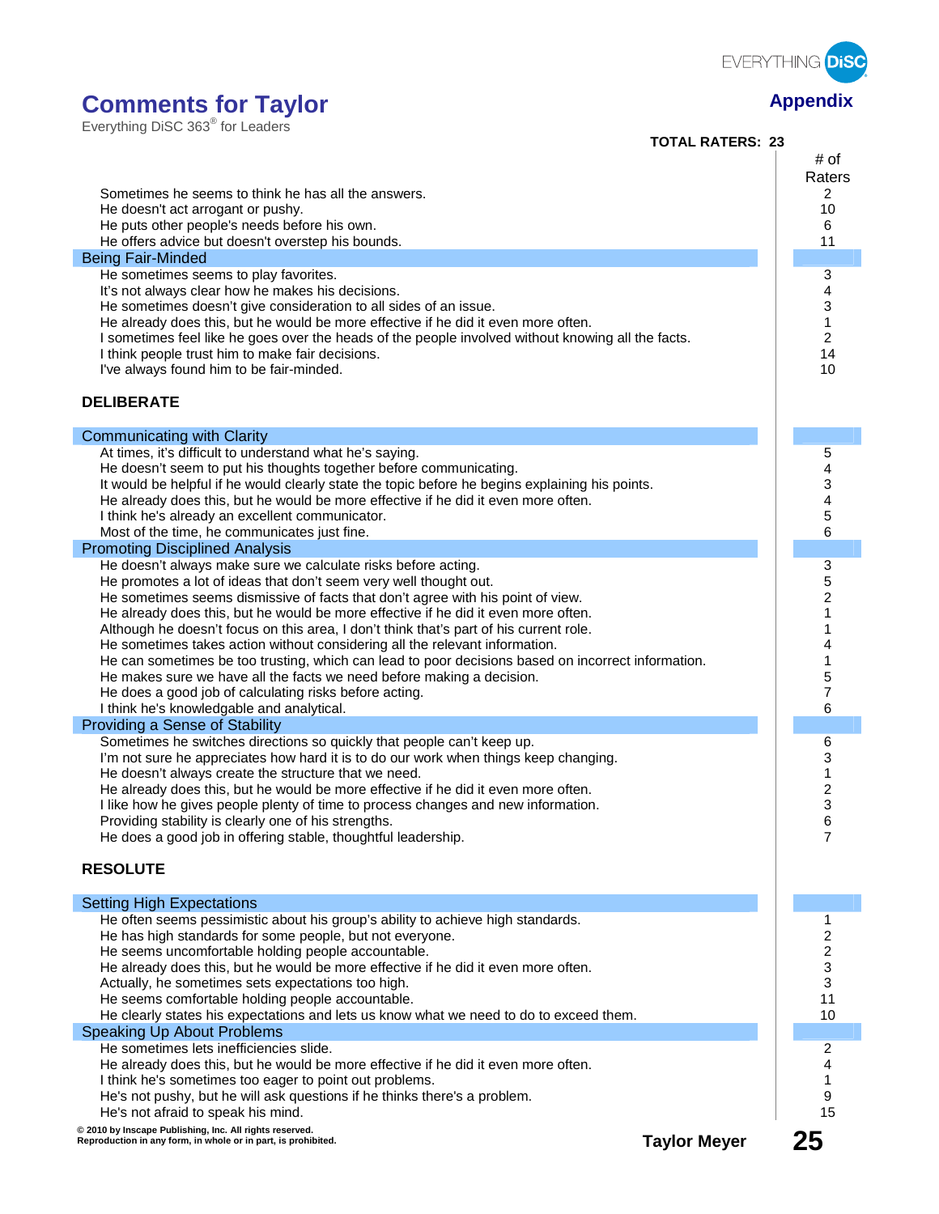# Comments for Taylor

Everything DiSC 363® for Leaders

## Appendix

**TOTAL RATERS: 23**

| | # of Raters |
|---|---|
| Sometimes he seems to think he has all the answers. | 2 |
| He doesn't act arrogant or pushy. | 10 |
| He puts other people's needs before his own. | 6 |
| He offers advice but doesn't overstep his bounds. | 11 |
| **Being Fair-Minded** | |
| He sometimes seems to play favorites. | 3 |
| It's not always clear how he makes his decisions. | 4 |
| He sometimes doesn't give consideration to all sides of an issue. | 3 |
| He already does this, but he would be more effective if he did it even more often. | 1 |
| I sometimes feel like he goes over the heads of the people involved without knowing all the facts. | 2 |
| I think people trust him to make fair decisions. | 14 |
| I've always found him to be fair-minded. | 10 |

### DELIBERATE

| | # of Raters |
|---|---|
| **Communicating with Clarity** | |
| At times, it's difficult to understand what he's saying. | 5 |
| He doesn't seem to put his thoughts together before communicating. | 4 |
| It would be helpful if he would clearly state the topic before he begins explaining his points. | 3 |
| He already does this, but he would be more effective if he did it even more often. | 4 |
| I think he's already an excellent communicator. | 5 |
| Most of the time, he communicates just fine. | 6 |
| **Promoting Disciplined Analysis** | |
| He doesn't always make sure we calculate risks before acting. | 3 |
| He promotes a lot of ideas that don't seem very well thought out. | 5 |
| He sometimes seems dismissive of facts that don't agree with his point of view. | 2 |
| He already does this, but he would be more effective if he did it even more often. | 1 |
| Although he doesn't focus on this area, I don't think that's part of his current role. | 1 |
| He sometimes takes action without considering all the relevant information. | 4 |
| He can sometimes be too trusting, which can lead to poor decisions based on incorrect information. | 1 |
| He makes sure we have all the facts we need before making a decision. | 5 |
| He does a good job of calculating risks before acting. | 7 |
| I think he's knowledgable and analytical. | 6 |
| **Providing a Sense of Stability** | |
| Sometimes he switches directions so quickly that people can't keep up. | 6 |
| I'm not sure he appreciates how hard it is to do our work when things keep changing. | 3 |
| He doesn't always create the structure that we need. | 1 |
| He already does this, but he would be more effective if he did it even more often. | 2 |
| I like how he gives people plenty of time to process changes and new information. | 3 |
| Providing stability is clearly one of his strengths. | 6 |
| He does a good job in offering stable, thoughtful leadership. | 7 |

### RESOLUTE

| | # of Raters |
|---|---|
| **Setting High Expectations** | |
| He often seems pessimistic about his group's ability to achieve high standards. | 1 |
| He has high standards for some people, but not everyone. | 2 |
| He seems uncomfortable holding people accountable. | 2 |
| He already does this, but he would be more effective if he did it even more often. | 3 |
| Actually, he sometimes sets expectations too high. | 3 |
| He seems comfortable holding people accountable. | 11 |
| He clearly states his expectations and lets us know what we need to do to exceed them. | 10 |
| **Speaking Up About Problems** | |
| He sometimes lets inefficiencies slide. | 2 |
| He already does this, but he would be more effective if he did it even more often. | 4 |
| I think he's sometimes too eager to point out problems. | 1 |
| He's not pushy, but he will ask questions if he thinks there's a problem. | 9 |
| He's not afraid to speak his mind. | 15 |

© 2010 by Inscape Publishing, Inc. All rights reserved.
Reproduction in any form, in whole or in part, is prohibited.

Taylor Meyer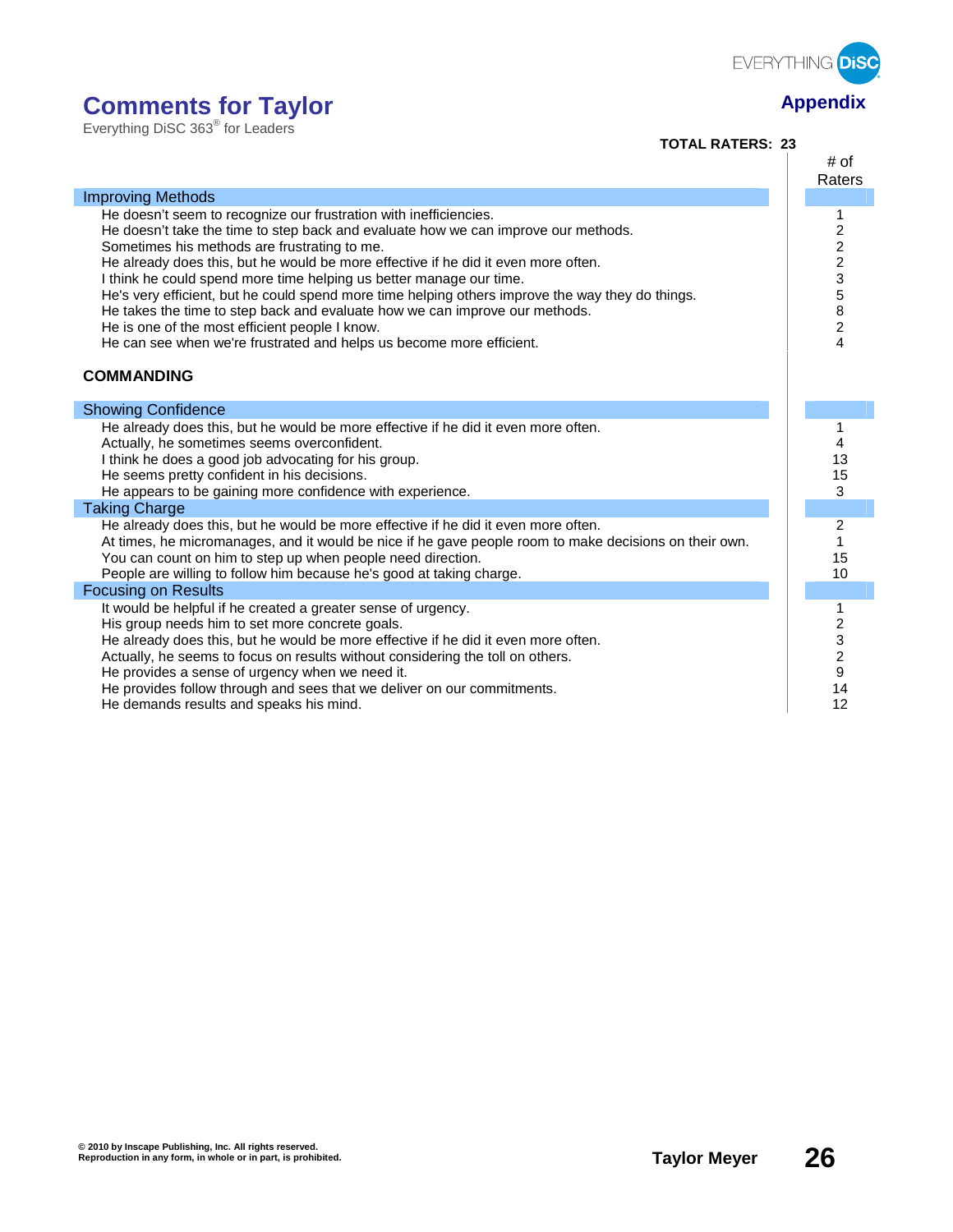# Comments for Taylor

Everything DiSC 363® for Leaders

**Appendix**

**TOTAL RATERS: 23**

| | # of Raters |
|---|---|
| **Improving Methods** | |
| He doesn't seem to recognize our frustration with inefficiencies. | 1 |
| He doesn't take the time to step back and evaluate how we can improve our methods. | 2 |
| Sometimes his methods are frustrating to me. | 2 |
| He already does this, but he would be more effective if he did it even more often. | 2 |
| I think he could spend more time helping us better manage our time. | 3 |
| He's very efficient, but he could spend more time helping others improve the way they do things. | 5 |
| He takes the time to step back and evaluate how we can improve our methods. | 8 |
| He is one of the most efficient people I know. | 2 |
| He can see when we're frustrated and helps us become more efficient. | 4 |

## COMMANDING

| | # of Raters |
|---|---|
| **Showing Confidence** | |
| He already does this, but he would be more effective if he did it even more often. | 1 |
| Actually, he sometimes seems overconfident. | 4 |
| I think he does a good job advocating for his group. | 13 |
| He seems pretty confident in his decisions. | 15 |
| He appears to be gaining more confidence with experience. | 3 |
| **Taking Charge** | |
| He already does this, but he would be more effective if he did it even more often. | 2 |
| At times, he micromanages, and it would be nice if he gave people room to make decisions on their own. | 1 |
| You can count on him to step up when people need direction. | 15 |
| People are willing to follow him because he's good at taking charge. | 10 |
| **Focusing on Results** | |
| It would be helpful if he created a greater sense of urgency. | 1 |
| His group needs him to set more concrete goals. | 2 |
| He already does this, but he would be more effective if he did it even more often. | 3 |
| Actually, he seems to focus on results without considering the toll on others. | 2 |
| He provides a sense of urgency when we need it. | 9 |
| He provides follow through and sees that we deliver on our commitments. | 14 |
| He demands results and speaks his mind. | 12 |

© 2010 by Inscape Publishing, Inc. All rights reserved.
Reproduction in any form, in whole or in part, is prohibited.